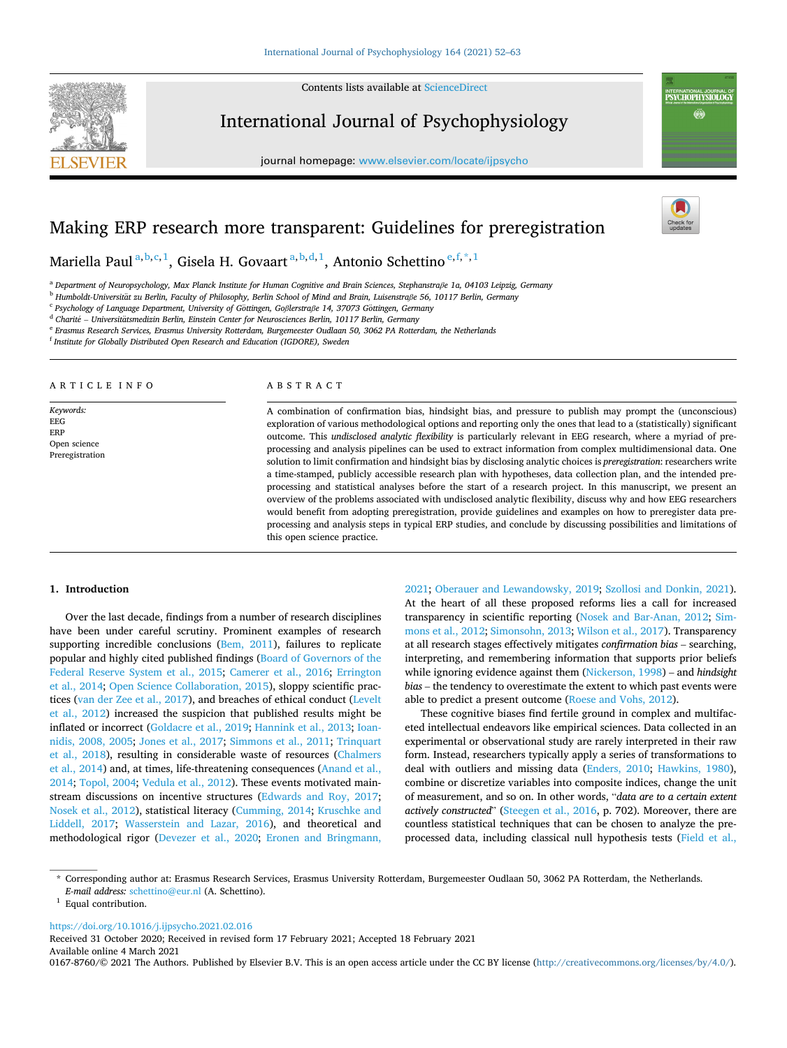# Making ERP research more transparent: Guidelines for preregistration

Mariella Paul [a,b,c,1], Gisela H. Govaart [a,b,d,1], Antonio Schettino [e,f,*,1]

[a] Department of Neuropsychology, Max Planck Institute for Human Cognitive and Brain Sciences, Stephanstraße 1a, 04103 Leipzig, Germany
[b] Humboldt-Universität zu Berlin, Faculty of Philosophy, Berlin School of Mind and Brain, Luisenstraße 56, 10117 Berlin, Germany
[c] Psychology of Language Department, University of Göttingen, Goßlerstraße 14, 37073 Göttingen, Germany
[d] Charité – Universitätsmedizin Berlin, Einstein Center for Neurosciences Berlin, 10117 Berlin, Germany
[e] Erasmus Research Services, Erasmus University Rotterdam, Burgemeester Oudlaan 50, 3062 PA Rotterdam, the Netherlands
[f] Institute for Globally Distributed Open Research and Education (IGDORE), Sweden

## ARTICLE INFO

*Keywords:*
EEG
ERP
Open science
Preregistration

## ABSTRACT

A combination of confirmation bias, hindsight bias, and pressure to publish may prompt the (unconscious) exploration of various methodological options and reporting only the ones that lead to a (statistically) significant outcome. This *undisclosed analytic flexibility* is particularly relevant in EEG research, where a myriad of preprocessing and analysis pipelines can be used to extract information from complex multidimensional data. One solution to limit confirmation and hindsight bias by disclosing analytic choices is *preregistration*: researchers write a time-stamped, publicly accessible research plan with hypotheses, data collection plan, and the intended preprocessing and statistical analyses before the start of a research project. In this manuscript, we present an overview of the problems associated with undisclosed analytic flexibility, discuss why and how EEG researchers would benefit from adopting preregistration, provide guidelines and examples on how to preregister data preprocessing and analysis steps in typical ERP studies, and conclude by discussing possibilities and limitations of this open science practice.

## 1. Introduction

Over the last decade, findings from a number of research disciplines have been under careful scrutiny. Prominent examples of research supporting incredible conclusions (Bem, 2011), failures to replicate popular and highly cited published findings (Board of Governors of the Federal Reserve System et al., 2015; Camerer et al., 2016; Errington et al., 2014; Open Science Collaboration, 2015), sloppy scientific practices (van der Zee et al., 2017), and breaches of ethical conduct (Levelt et al., 2012) increased the suspicion that published results might be inflated or incorrect (Goldacre et al., 2019; Hannink et al., 2013; Ioannidis, 2008, 2005; Jones et al., 2017; Simmons et al., 2011; Trinquart et al., 2018), resulting in considerable waste of resources (Chalmers et al., 2014) and, at times, life-threatening consequences (Anand et al., 2014; Topol, 2004; Vedula et al., 2012). These events motivated mainstream discussions on incentive structures (Edwards and Roy, 2017; Nosek et al., 2012), statistical literacy (Cumming, 2014; Kruschke and Liddell, 2017; Wasserstein and Lazar, 2016), and theoretical and methodological rigor (Devezer et al., 2020; Eronen and Bringmann, 2021; Oberauer and Lewandowsky, 2019; Szollosi and Donkin, 2021). At the heart of all these proposed reforms lies a call for increased transparency in scientific reporting (Nosek and Bar-Anan, 2012; Simmons et al., 2012; Simonsohn, 2013; Wilson et al., 2017). Transparency at all research stages effectively mitigates *confirmation bias* – searching, interpreting, and remembering information that supports prior beliefs while ignoring evidence against them (Nickerson, 1998) – and *hindsight bias* – the tendency to overestimate the extent to which past events were able to predict a present outcome (Roese and Vohs, 2012).

These cognitive biases find fertile ground in complex and multifaceted intellectual endeavors like empirical sciences. Data collected in an experimental or observational study are rarely interpreted in their raw form. Instead, researchers typically apply a series of transformations to deal with outliers and missing data (Enders, 2010; Hawkins, 1980), combine or discretize variables into composite indices, change the unit of measurement, and so on. In other words, "*data are to a certain extent actively constructed*" (Steegen et al., 2016, p. 702). Moreover, there are countless statistical techniques that can be chosen to analyze the preprocessed data, including classical null hypothesis tests (Field et al.,

* Corresponding author at: Erasmus Research Services, Erasmus University Rotterdam, Burgemeester Oudlaan 50, 3062 PA Rotterdam, the Netherlands.
*E-mail address:* schettino@eur.nl (A. Schettino).
[1] Equal contribution.

https://doi.org/10.1016/j.ijpsycho.2021.02.016
Received 31 October 2020; Received in revised form 17 February 2021; Accepted 18 February 2021
Available online 4 March 2021
0167-8760/© 2021 The Authors. Published by Elsevier B.V. This is an open access article under the CC BY license (http://creativecommons.org/licenses/by/4.0/).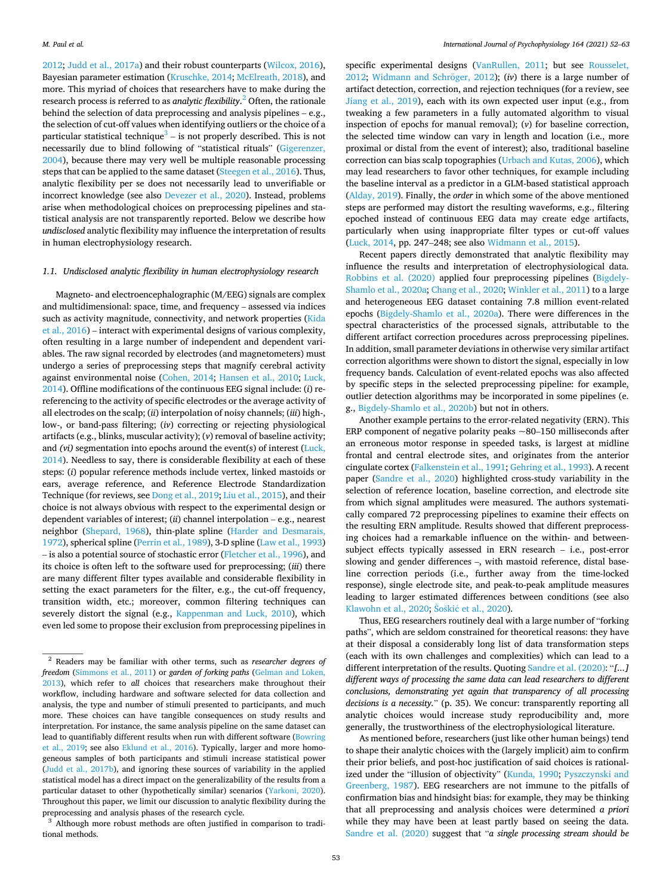2012; Judd et al., 2017a) and their robust counterparts (Wilcox, 2016), Bayesian parameter estimation (Kruschke, 2014; McElreath, 2018), and more. This myriad of choices that researchers have to make during the research process is referred to as *analytic flexibility*.[2] Often, the rationale behind the selection of data preprocessing and analysis pipelines – e.g., the selection of cut-off values when identifying outliers or the choice of a particular statistical technique[3] – is not properly described. This is not necessarily due to blind following of "statistical rituals" (Gigerenzer, 2004), because there may very well be multiple reasonable processing steps that can be applied to the same dataset (Steegen et al., 2016). Thus, analytic flexibility per se does not necessarily lead to unverifiable or incorrect knowledge (see also Devezer et al., 2020). Instead, problems arise when methodological choices on preprocessing pipelines and statistical analysis are not transparently reported. Below we describe how *undisclosed* analytic flexibility may influence the interpretation of results in human electrophysiology research.

### 1.1. Undisclosed analytic flexibility in human electrophysiology research

Magneto- and electroencephalographic (M/EEG) signals are complex and multidimensional: space, time, and frequency – assessed via indices such as activity magnitude, connectivity, and network properties (Kida et al., 2016) – interact with experimental designs of various complexity, often resulting in a large number of independent and dependent variables. The raw signal recorded by electrodes (and magnetometers) must undergo a series of preprocessing steps that magnify cerebral activity against environmental noise (Cohen, 2014; Hansen et al., 2010; Luck, 2014). Offline modifications of the continuous EEG signal include: (*i*) re-referencing to the activity of specific electrodes or the average activity of all electrodes on the scalp; (*ii*) interpolation of noisy channels; (*iii*) high-, low-, or band-pass filtering; (*iv*) correcting or rejecting physiological artifacts (e.g., blinks, muscular activity); (*v*) removal of baseline activity; and *(vi)* segmentation into epochs around the event(s) of interest (Luck, 2014). Needless to say, there is considerable flexibility at each of these steps: (*i*) popular reference methods include vertex, linked mastoids or ears, average reference, and Reference Electrode Standardization Technique (for reviews, see Dong et al., 2019; Liu et al., 2015), and their choice is not always obvious with respect to the experimental design or dependent variables of interest; (*ii*) channel interpolation – e.g., nearest neighbor (Shepard, 1968), thin-plate spline (Harder and Desmarais, 1972), spherical spline (Perrin et al., 1989), 3-D spline (Law et al., 1993) – is also a potential source of stochastic error (Fletcher et al., 1996), and its choice is often left to the software used for preprocessing; (*iii*) there are many different filter types available and considerable flexibility in setting the exact parameters for the filter, e.g., the cut-off frequency, transition width, etc.; moreover, common filtering techniques can severely distort the signal (e.g., Kappenman and Luck, 2010), which even led some to propose their exclusion from preprocessing pipelines in specific experimental designs (VanRullen, 2011; but see Rousselet, 2012; Widmann and Schröger, 2012); (*iv*) there is a large number of artifact detection, correction, and rejection techniques (for a review, see Jiang et al., 2019), each with its own expected user input (e.g., from tweaking a few parameters in a fully automated algorithm to visual inspection of epochs for manual removal); (*v*) for baseline correction, the selected time window can vary in length and location (i.e., more proximal or distal from the event of interest); also, traditional baseline correction can bias scalp topographies (Urbach and Kutas, 2006), which may lead researchers to favor other techniques, for example including the baseline interval as a predictor in a GLM-based statistical approach (Alday, 2019). Finally, the *order* in which some of the above mentioned steps are performed may distort the resulting waveforms, e.g., filtering epoched instead of continuous EEG data may create edge artifacts, particularly when using inappropriate filter types or cut-off values (Luck, 2014, pp. 247–248; see also Widmann et al., 2015).

Recent papers directly demonstrated that analytic flexibility may influence the results and interpretation of electrophysiological data. Robbins et al. (2020) applied four preprocessing pipelines (Bigdely-Shamlo et al., 2020a; Chang et al., 2020; Winkler et al., 2011) to a large and heterogeneous EEG dataset containing 7.8 million event-related epochs (Bigdely-Shamlo et al., 2020a). There were differences in the spectral characteristics of the processed signals, attributable to the different artifact correction procedures across preprocessing pipelines. In addition, small parameter deviations in otherwise very similar artifact correction algorithms were shown to distort the signal, especially in low frequency bands. Calculation of event-related epochs was also affected by specific steps in the selected preprocessing pipeline: for example, outlier detection algorithms may be incorporated in some pipelines (e.g., Bigdely-Shamlo et al., 2020b) but not in others.

Another example pertains to the error-related negativity (ERN). This ERP component of negative polarity peaks ~80–150 milliseconds after an erroneous motor response in speeded tasks, is largest at midline frontal and central electrode sites, and originates from the anterior cingulate cortex (Falkenstein et al., 1991; Gehring et al., 1993). A recent paper (Sandre et al., 2020) highlighted cross-study variability in the selection of reference location, baseline correction, and electrode site from which signal amplitudes were measured. The authors systematically compared 72 preprocessing pipelines to examine their effects on the resulting ERN amplitude. Results showed that different preprocessing choices had a remarkable influence on the within- and between-subject effects typically assessed in ERN research – i.e., post-error slowing and gender differences –, with mastoid reference, distal baseline correction periods (i.e., further away from the time-locked response), single electrode site, and peak-to-peak amplitude measures leading to larger estimated differences between conditions (see also Klawohn et al., 2020; Šoškić et al., 2020).

Thus, EEG researchers routinely deal with a large number of "forking paths", which are seldom constrained for theoretical reasons: they have at their disposal a considerably long list of data transformation steps (each with its own challenges and complexities) which can lead to a different interpretation of the results. Quoting Sandre et al. (2020): "*[...] different ways of processing the same data can lead researchers to different conclusions, demonstrating yet again that transparency of all processing decisions is a necessity.*" (p. 35). We concur: transparently reporting all analytic choices would increase study reproducibility and, more generally, the trustworthiness of the electrophysiological literature.

As mentioned before, researchers (just like other human beings) tend to shape their analytic choices with the (largely implicit) aim to confirm their prior beliefs, and post-hoc justification of said choices is rationalized under the "illusion of objectivity" (Kunda, 1990; Pyszczynski and Greenberg, 1987). EEG researchers are not immune to the pitfalls of confirmation bias and hindsight bias: for example, they may be thinking that all preprocessing and analysis choices were determined *a priori* while they may have been at least partly based on seeing the data. Sandre et al. (2020) suggest that "*a single processing stream should be*

---

[2] Readers may be familiar with other terms, such as *researcher degrees of freedom* (Simmons et al., 2011) or *garden of forking paths* (Gelman and Loken, 2013), which refer to *all* choices that researchers make throughout their workflow, including hardware and software selected for data collection and analysis, the type and number of stimuli presented to participants, and much more. These choices can have tangible consequences on study results and interpretation. For instance, the same analysis pipeline on the same dataset can lead to quantifiably different results when run with different software (Bowring et al., 2019; see also Eklund et al., 2016). Typically, larger and more homogeneous samples of both participants and stimuli increase statistical power (Judd et al., 2017b), and ignoring these sources of variability in the applied statistical model has a direct impact on the generalizability of the results from a particular dataset to other (hypothetically similar) scenarios (Yarkoni, 2020). Throughout this paper, we limit our discussion to analytic flexibility during the preprocessing and analysis phases of the research cycle.

[3] Although more robust methods are often justified in comparison to traditional methods.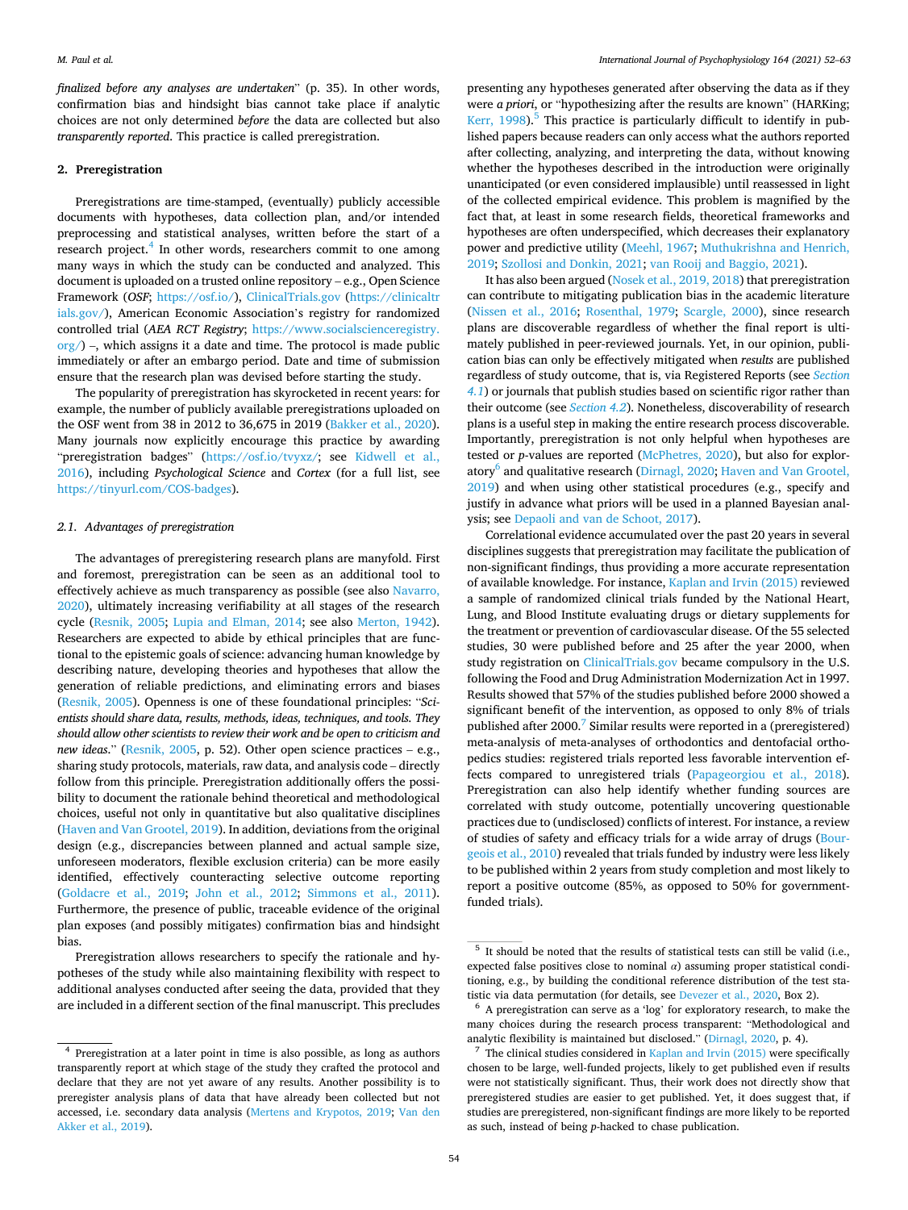*finalized before any analyses are undertaken*" (p. 35). In other words, confirmation bias and hindsight bias cannot take place if analytic choices are not only determined *before* the data are collected but also *transparently reported*. This practice is called preregistration.

## 2. Preregistration

Preregistrations are time-stamped, (eventually) publicly accessible documents with hypotheses, data collection plan, and/or intended preprocessing and statistical analyses, written before the start of a research project.[4] In other words, researchers commit to one among many ways in which the study can be conducted and analyzed. This document is uploaded on a trusted online repository – e.g., Open Science Framework (*OSF*; https://osf.io/), ClinicalTrials.gov (https://clinicaltrials.gov/), American Economic Association's registry for randomized controlled trial (*AEA RCT Registry*; https://www.socialscienceregistry.org/) –, which assigns it a date and time. The protocol is made public immediately or after an embargo period. Date and time of submission ensure that the research plan was devised before starting the study.

The popularity of preregistration has skyrocketed in recent years: for example, the number of publicly available preregistrations uploaded on the OSF went from 38 in 2012 to 36,675 in 2019 (Bakker et al., 2020). Many journals now explicitly encourage this practice by awarding "preregistration badges" (https://osf.io/tvyxz/; see Kidwell et al., 2016), including *Psychological Science* and *Cortex* (for a full list, see https://tinyurl.com/COS-badges).

### 2.1. Advantages of preregistration

The advantages of preregistering research plans are manyfold. First and foremost, preregistration can be seen as an additional tool to effectively achieve as much transparency as possible (see also Navarro, 2020), ultimately increasing verifiability at all stages of the research cycle (Resnik, 2005; Lupia and Elman, 2014; see also Merton, 1942). Researchers are expected to abide by ethical principles that are functional to the epistemic goals of science: advancing human knowledge by describing nature, developing theories and hypotheses that allow the generation of reliable predictions, and eliminating errors and biases (Resnik, 2005). Openness is one of these foundational principles: "*Scientists should share data, results, methods, ideas, techniques, and tools. They should allow other scientists to review their work and be open to criticism and new ideas.*" (Resnik, 2005, p. 52). Other open science practices – e.g., sharing study protocols, materials, raw data, and analysis code – directly follow from this principle. Preregistration additionally offers the possibility to document the rationale behind theoretical and methodological choices, useful not only in quantitative but also qualitative disciplines (Haven and Van Grootel, 2019). In addition, deviations from the original design (e.g., discrepancies between planned and actual sample size, unforeseen moderators, flexible exclusion criteria) can be more easily identified, effectively counteracting selective outcome reporting (Goldacre et al., 2019; John et al., 2012; Simmons et al., 2011). Furthermore, the presence of public, traceable evidence of the original plan exposes (and possibly mitigates) confirmation bias and hindsight bias.

Preregistration allows researchers to specify the rationale and hypotheses of the study while also maintaining flexibility with respect to additional analyses conducted after seeing the data, provided that they are included in a different section of the final manuscript. This precludes presenting any hypotheses generated after observing the data as if they were *a priori*, or "hypothesizing after the results are known" (HARKing; Kerr, 1998).[5] This practice is particularly difficult to identify in published papers because readers can only access what the authors reported after collecting, analyzing, and interpreting the data, without knowing whether the hypotheses described in the introduction were originally unanticipated (or even considered implausible) until reassessed in light of the collected empirical evidence. This problem is magnified by the fact that, at least in some research fields, theoretical frameworks and hypotheses are often underspecified, which decreases their explanatory power and predictive utility (Meehl, 1967; Muthukrishna and Henrich, 2019; Szollosi and Donkin, 2021; van Rooij and Baggio, 2021).

It has also been argued (Nosek et al., 2019, 2018) that preregistration can contribute to mitigating publication bias in the academic literature (Nissen et al., 2016; Rosenthal, 1979; Scargle, 2000), since research plans are discoverable regardless of whether the final report is ultimately published in peer-reviewed journals. Yet, in our opinion, publication bias can only be effectively mitigated when *results* are published regardless of study outcome, that is, via Registered Reports (see *Section 4.1*) or journals that publish studies based on scientific rigor rather than their outcome (see *Section 4.2*). Nonetheless, discoverability of research plans is a useful step in making the entire research process discoverable. Importantly, preregistration is not only helpful when hypotheses are tested or *p*-values are reported (McPhetres, 2020), but also for exploratory[6] and qualitative research (Dirnagl, 2020; Haven and Van Grootel, 2019) and when using other statistical procedures (e.g., specify and justify in advance what priors will be used in a planned Bayesian analysis; see Depaoli and van de Schoot, 2017).

Correlational evidence accumulated over the past 20 years in several disciplines suggests that preregistration may facilitate the publication of non-significant findings, thus providing a more accurate representation of available knowledge. For instance, Kaplan and Irvin (2015) reviewed a sample of randomized clinical trials funded by the National Heart, Lung, and Blood Institute evaluating drugs or dietary supplements for the treatment or prevention of cardiovascular disease. Of the 55 selected studies, 30 were published before and 25 after the year 2000, when study registration on ClinicalTrials.gov became compulsory in the U.S. following the Food and Drug Administration Modernization Act in 1997. Results showed that 57% of the studies published before 2000 showed a significant benefit of the intervention, as opposed to only 8% of trials published after 2000.[7] Similar results were reported in a (preregistered) meta-analysis of meta-analyses of orthodontics and dentofacial orthopedics studies: registered trials reported less favorable intervention effects compared to unregistered trials (Papageorgiou et al., 2018). Preregistration can also help identify whether funding sources are correlated with study outcome, potentially uncovering questionable practices due to (undisclosed) conflicts of interest. For instance, a review of studies of safety and efficacy trials for a wide array of drugs (Bourgeois et al., 2010) revealed that trials funded by industry were less likely to be published within 2 years from study completion and most likely to report a positive outcome (85%, as opposed to 50% for government-funded trials).

---

[4] Preregistration at a later point in time is also possible, as long as authors transparently report at which stage of the study they crafted the protocol and declare that they are not yet aware of any results. Another possibility is to preregister analysis plans of data that have already been collected but not accessed, i.e. secondary data analysis (Mertens and Krypotos, 2019; Van den Akker et al., 2019).

[5] It should be noted that the results of statistical tests can still be valid (i.e., expected false positives close to nominal $\alpha$) assuming proper statistical conditioning, e.g., by building the conditional reference distribution of the test statistic via data permutation (for details, see Devezer et al., 2020, Box 2).

[6] A preregistration can serve as a 'log' for exploratory research, to make the many choices during the research process transparent: "Methodological and analytic flexibility is maintained but disclosed." (Dirnagl, 2020, p. 4).

[7] The clinical studies considered in Kaplan and Irvin (2015) were specifically chosen to be large, well-funded projects, likely to get published even if results were not statistically significant. Thus, their work does not directly show that preregistered studies are easier to get published. Yet, it does suggest that, if studies are preregistered, non-significant findings are more likely to be reported as such, instead of being *p*-hacked to chase publication.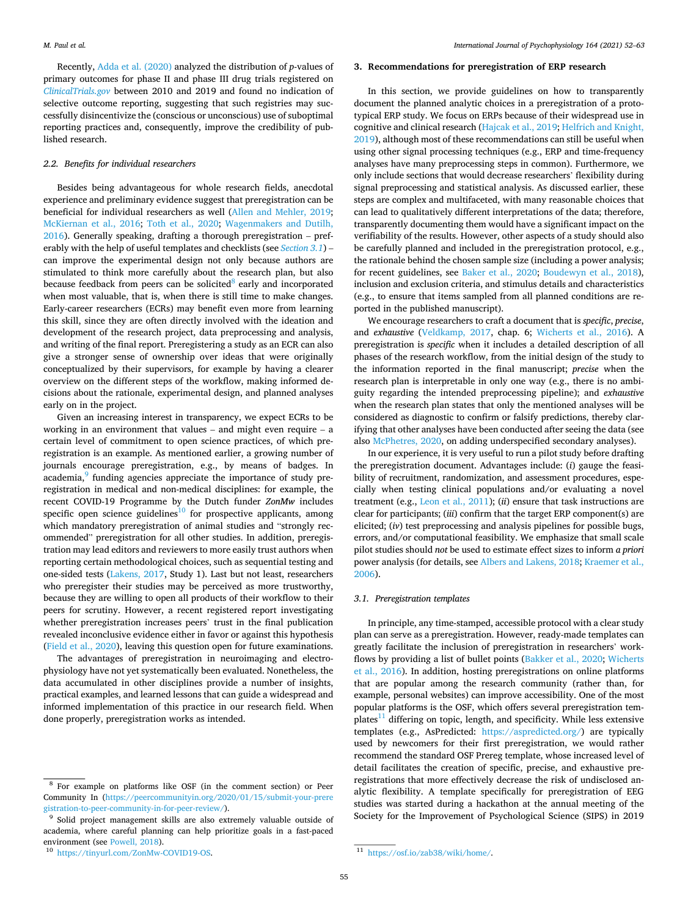Recently, Adda et al. (2020) analyzed the distribution of *p*-values of primary outcomes for phase II and phase III drug trials registered on *ClinicalTrials.gov* between 2010 and 2019 and found no indication of selective outcome reporting, suggesting that such registries may successfully disincentivize the (conscious or unconscious) use of suboptimal reporting practices and, consequently, improve the credibility of published research.

### 2.2. Benefits for individual researchers

Besides being advantageous for whole research fields, anecdotal experience and preliminary evidence suggest that preregistration can be beneficial for individual researchers as well (Allen and Mehler, 2019; McKiernan et al., 2016; Toth et al., 2020; Wagenmakers and Dutilh, 2016). Generally speaking, drafting a thorough preregistration – preferably with the help of useful templates and checklists (see *Section 3.1*) – can improve the experimental design not only because authors are stimulated to think more carefully about the research plan, but also because feedback from peers can be solicited[8] early and incorporated when most valuable, that is, when there is still time to make changes. Early-career researchers (ECRs) may benefit even more from learning this skill, since they are often directly involved with the ideation and development of the research project, data preprocessing and analysis, and writing of the final report. Preregistering a study as an ECR can also give a stronger sense of ownership over ideas that were originally conceptualized by their supervisors, for example by having a clearer overview on the different steps of the workflow, making informed decisions about the rationale, experimental design, and planned analyses early on in the project.

Given an increasing interest in transparency, we expect ECRs to be working in an environment that values – and might even require – a certain level of commitment to open science practices, of which preregistration is an example. As mentioned earlier, a growing number of journals encourage preregistration, e.g., by means of badges. In academia,[9] funding agencies appreciate the importance of study preregistration in medical and non-medical disciplines: for example, the recent COVID-19 Programme by the Dutch funder ***ZonMw*** includes specific open science guidelines[10] for prospective applicants, among which mandatory preregistration of animal studies and "strongly recommended" preregistration for all other studies. In addition, preregistration may lead editors and reviewers to more easily trust authors when reporting certain methodological choices, such as sequential testing and one-sided tests (Lakens, 2017, Study 1). Last but not least, researchers who preregister their studies may be perceived as more trustworthy, because they are willing to open all products of their workflow to their peers for scrutiny. However, a recent registered report investigating whether preregistration increases peers' trust in the final publication revealed inconclusive evidence either in favor or against this hypothesis (Field et al., 2020), leaving this question open for future examinations.

The advantages of preregistration in neuroimaging and electrophysiology have not yet systematically been evaluated. Nonetheless, the data accumulated in other disciplines provide a number of insights, practical examples, and learned lessons that can guide a widespread and informed implementation of this practice in our research field. When done properly, preregistration works as intended.

## 3. Recommendations for preregistration of ERP research

In this section, we provide guidelines on how to transparently document the planned analytic choices in a preregistration of a prototypical ERP study. We focus on ERPs because of their widespread use in cognitive and clinical research (Hajcak et al., 2019; Helfrich and Knight, 2019), although most of these recommendations can still be useful when using other signal processing techniques (e.g., ERP and time-frequency analyses have many preprocessing steps in common). Furthermore, we only include sections that would decrease researchers' flexibility during signal preprocessing and statistical analysis. As discussed earlier, these steps are complex and multifaceted, with many reasonable choices that can lead to qualitatively different interpretations of the data; therefore, transparently documenting them would have a significant impact on the verifiability of the results. However, other aspects of a study should also be carefully planned and included in the preregistration protocol, e.g., the rationale behind the chosen sample size (including a power analysis; for recent guidelines, see Baker et al., 2020; Boudewyn et al., 2018), inclusion and exclusion criteria, and stimulus details and characteristics (e.g., to ensure that items sampled from all planned conditions are reported in the published manuscript).

We encourage researchers to craft a document that is *specific*, *precise*, and *exhaustive* (Veldkamp, 2017, chap. 6; Wicherts et al., 2016). A preregistration is *specific* when it includes a detailed description of all phases of the research workflow, from the initial design of the study to the information reported in the final manuscript; *precise* when the research plan is interpretable in only one way (e.g., there is no ambiguity regarding the intended preprocessing pipeline); and *exhaustive* when the research plan states that only the mentioned analyses will be considered as diagnostic to confirm or falsify predictions, thereby clarifying that other analyses have been conducted after seeing the data (see also McPhetres, 2020, on adding underspecified secondary analyses).

In our experience, it is very useful to run a pilot study before drafting the preregistration document. Advantages include: (*i*) gauge the feasibility of recruitment, randomization, and assessment procedures, especially when testing clinical populations and/or evaluating a novel treatment (e.g., Leon et al., 2011); (*ii*) ensure that task instructions are clear for participants; (*iii*) confirm that the target ERP component(s) are elicited; (*iv*) test preprocessing and analysis pipelines for possible bugs, errors, and/or computational feasibility. We emphasize that small scale pilot studies should *not* be used to estimate effect sizes to inform *a priori* power analysis (for details, see Albers and Lakens, 2018; Kraemer et al., 2006).

### 3.1. Preregistration templates

In principle, any time-stamped, accessible protocol with a clear study plan can serve as a preregistration. However, ready-made templates can greatly facilitate the inclusion of preregistration in researchers' workflows by providing a list of bullet points (Bakker et al., 2020; Wicherts et al., 2016). In addition, hosting preregistrations on online platforms that are popular among the research community (rather than, for example, personal websites) can improve accessibility. One of the most popular platforms is the OSF, which offers several preregistration templates[11] differing on topic, length, and specificity. While less extensive templates (e.g., AsPredicted: https://aspredicted.org/) are typically used by newcomers for their first preregistration, we would rather recommend the standard OSF Prereg template, whose increased level of detail facilitates the creation of specific, precise, and exhaustive preregistrations that more effectively decrease the risk of undisclosed analytic flexibility. A template specifically for preregistration of EEG studies was started during a hackathon at the annual meeting of the Society for the Improvement of Psychological Science (SIPS) in 2019

---

[8] For example on platforms like OSF (in the comment section) or Peer Community In (https://peercommunityin.org/2020/01/15/submit-your-preregistration-to-peer-community-in-for-peer-review/).

[9] Solid project management skills are also extremely valuable outside of academia, where careful planning can help prioritize goals in a fast-paced environment (see Powell, 2018).

[10] https://tinyurl.com/ZonMw-COVID19-OS.

[11] https://osf.io/zab38/wiki/home/.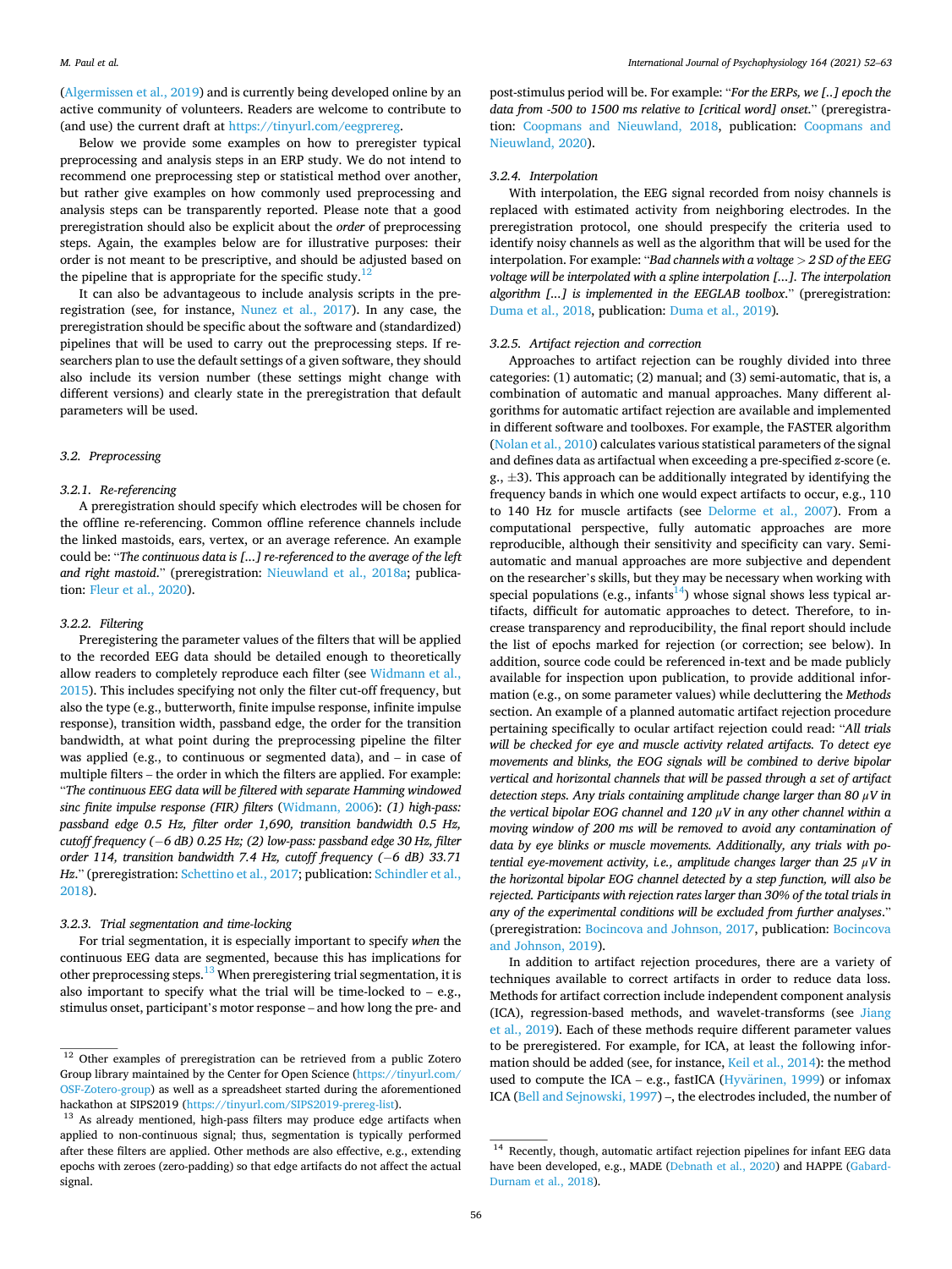(Algermissen et al., 2019) and is currently being developed online by an active community of volunteers. Readers are welcome to contribute to (and use) the current draft at https://tinyurl.com/eegprereg.

Below we provide some examples on how to preregister typical preprocessing and analysis steps in an ERP study. We do not intend to recommend one preprocessing step or statistical method over another, but rather give examples on how commonly used preprocessing and analysis steps can be transparently reported. Please note that a good preregistration should also be explicit about the *order* of preprocessing steps. Again, the examples below are for illustrative purposes: their order is not meant to be prescriptive, and should be adjusted based on the pipeline that is appropriate for the specific study.[12]

It can also be advantageous to include analysis scripts in the preregistration (see, for instance, Nunez et al., 2017). In any case, the preregistration should be specific about the software and (standardized) pipelines that will be used to carry out the preprocessing steps. If researchers plan to use the default settings of a given software, they should also include its version number (these settings might change with different versions) and clearly state in the preregistration that default parameters will be used.

### 3.2. Preprocessing

#### 3.2.1. Re-referencing

A preregistration should specify which electrodes will be chosen for the offline re-referencing. Common offline reference channels include the linked mastoids, ears, vertex, or an average reference. An example could be: "*The continuous data is [...] re-referenced to the average of the left and right mastoid*." (preregistration: Nieuwland et al., 2018a; publication: Fleur et al., 2020).

#### 3.2.2. Filtering

Preregistering the parameter values of the filters that will be applied to the recorded EEG data should be detailed enough to theoretically allow readers to completely reproduce each filter (see Widmann et al., 2015). This includes specifying not only the filter cut-off frequency, but also the type (e.g., butterworth, finite impulse response, infinite impulse response), transition width, passband edge, the order for the transition bandwidth, at what point during the preprocessing pipeline the filter was applied (e.g., to continuous or segmented data), and – in case of multiple filters – the order in which the filters are applied. For example: "*The continuous EEG data will be filtered with separate Hamming windowed sinc finite impulse response (FIR) filters* (Widmann, 2006)*: (1) high-pass: passband edge 0.5 Hz, filter order 1,690, transition bandwidth 0.5 Hz, cutoff frequency (−6 dB) 0.25 Hz; (2) low-pass: passband edge 30 Hz, filter order 114, transition bandwidth 7.4 Hz, cutoff frequency (−6 dB) 33.71 Hz*." (preregistration: Schettino et al., 2017; publication: Schindler et al., 2018).

#### 3.2.3. Trial segmentation and time-locking

For trial segmentation, it is especially important to specify *when* the continuous EEG data are segmented, because this has implications for other preprocessing steps.[13] When preregistering trial segmentation, it is also important to specify what the trial will be time-locked to – e.g., stimulus onset, participant's motor response – and how long the pre- and post-stimulus period will be. For example: "*For the ERPs, we [..] epoch the data from -500 to 1500 ms relative to [critical word] onset*." (preregistration: Coopmans and Nieuwland, 2018, publication: Coopmans and Nieuwland, 2020).

#### 3.2.4. Interpolation

With interpolation, the EEG signal recorded from noisy channels is replaced with estimated activity from neighboring electrodes. In the preregistration protocol, one should prespecify the criteria used to identify noisy channels as well as the algorithm that will be used for the interpolation. For example: "*Bad channels with a voltage > 2 SD of the EEG voltage will be interpolated with a spline interpolation [...]. The interpolation algorithm [...] is implemented in the EEGLAB toolbox*." (preregistration: Duma et al., 2018, publication: Duma et al., 2019).

#### 3.2.5. Artifact rejection and correction

Approaches to artifact rejection can be roughly divided into three categories: (1) automatic; (2) manual; and (3) semi-automatic, that is, a combination of automatic and manual approaches. Many different algorithms for automatic artifact rejection are available and implemented in different software and toolboxes. For example, the FASTER algorithm (Nolan et al., 2010) calculates various statistical parameters of the signal and defines data as artifactual when exceeding a pre-specified *z*-score (e.g., ±3). This approach can be additionally integrated by identifying the frequency bands in which one would expect artifacts to occur, e.g., 110 to 140 Hz for muscle artifacts (see Delorme et al., 2007). From a computational perspective, fully automatic approaches are more reproducible, although their sensitivity and specificity can vary. Semi-automatic and manual approaches are more subjective and dependent on the researcher's skills, but they may be necessary when working with special populations (e.g., infants[14]) whose signal shows less typical artifacts, difficult for automatic approaches to detect. Therefore, to increase transparency and reproducibility, the final report should include the list of epochs marked for rejection (or correction; see below). In addition, source code could be referenced in-text and be made publicly available for inspection upon publication, to provide additional information (e.g., on some parameter values) while decluttering the *Methods* section. An example of a planned automatic artifact rejection procedure pertaining specifically to ocular artifact rejection could read: "*All trials will be checked for eye and muscle activity related artifacts. To detect eye movements and blinks, the EOG signals will be combined to derive bipolar vertical and horizontal channels that will be passed through a set of artifact detection steps. Any trials containing amplitude change larger than 80 μV in the vertical bipolar EOG channel and 120 μV in any other channel within a moving window of 200 ms will be removed to avoid any contamination of data by eye blinks or muscle movements. Additionally, any trials with potential eye-movement activity, i.e., amplitude changes larger than 25 μV in the horizontal bipolar EOG channel detected by a step function, will also be rejected. Participants with rejection rates larger than 30% of the total trials in any of the experimental conditions will be excluded from further analyses*." (preregistration: Bocincova and Johnson, 2017, publication: Bocincova and Johnson, 2019).

In addition to artifact rejection procedures, there are a variety of techniques available to correct artifacts in order to reduce data loss. Methods for artifact correction include independent component analysis (ICA), regression-based methods, and wavelet-transforms (see Jiang et al., 2019). Each of these methods require different parameter values to be preregistered. For example, for ICA, at least the following information should be added (see, for instance, Keil et al., 2014): the method used to compute the ICA – e.g., fastICA (Hyvärinen, 1999) or infomax ICA (Bell and Sejnowski, 1997) –, the electrodes included, the number of

---

[12] Other examples of preregistration can be retrieved from a public Zotero Group library maintained by the Center for Open Science (https://tinyurl.com/OSF-Zotero-group) as well as a spreadsheet started during the aforementioned hackathon at SIPS2019 (https://tinyurl.com/SIPS2019-prereg-list).

[13] As already mentioned, high-pass filters may produce edge artifacts when applied to non-continuous signal; thus, segmentation is typically performed after these filters are applied. Other methods are also effective, e.g., extending epochs with zeroes (zero-padding) so that edge artifacts do not affect the actual signal.

[14] Recently, though, automatic artifact rejection pipelines for infant EEG data have been developed, e.g., MADE (Debnath et al., 2020) and HAPPE (Gabard-Durnam et al., 2018).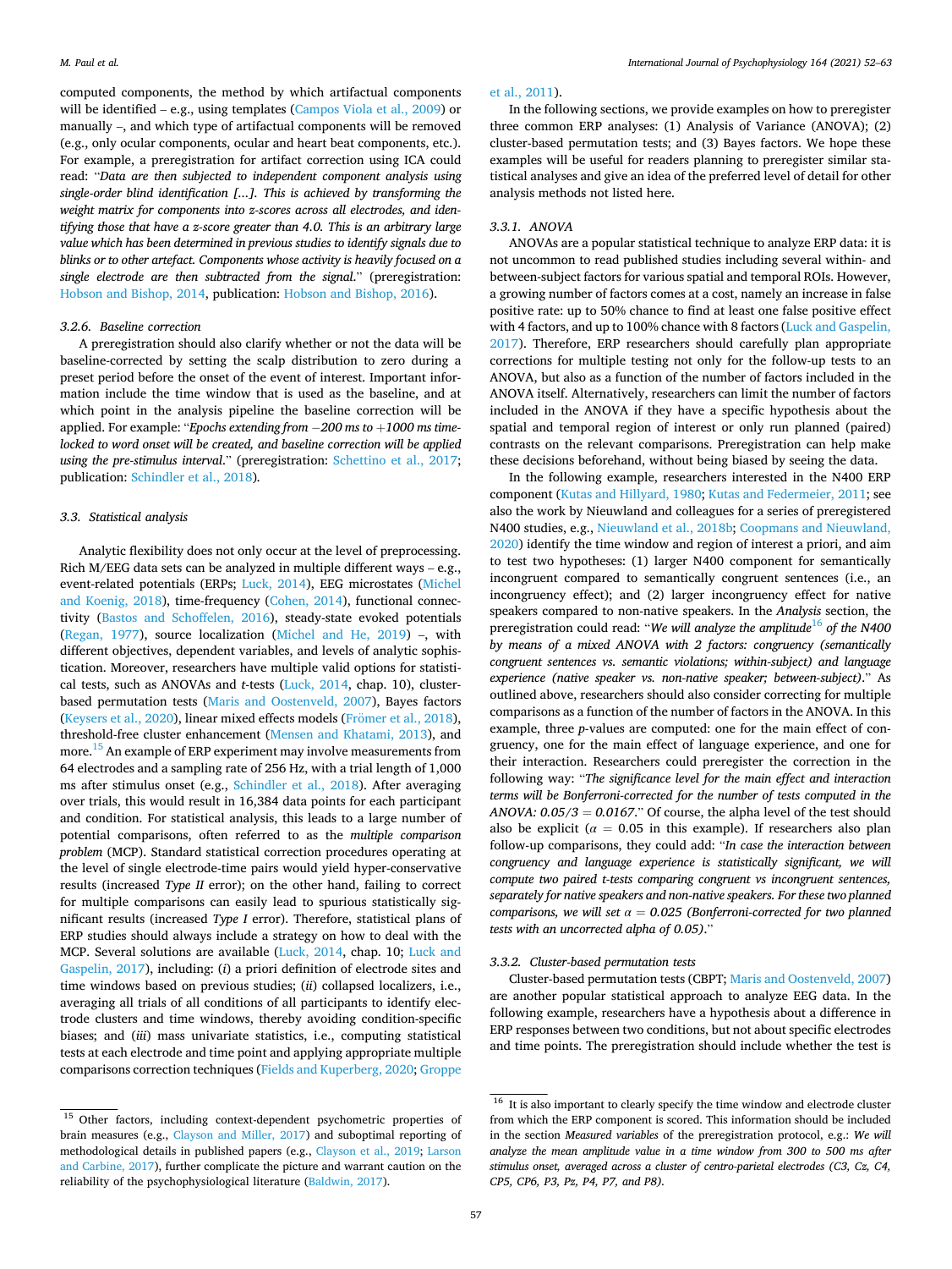computed components, the method by which artifactual components will be identified – e.g., using templates (Campos Viola et al., 2009) or manually –, and which type of artifactual components will be removed (e.g., only ocular components, ocular and heart beat components, etc.). For example, a preregistration for artifact correction using ICA could read: "*Data are then subjected to independent component analysis using single-order blind identification [...]. This is achieved by transforming the weight matrix for components into z-scores across all electrodes, and identifying those that have a z-score greater than 4.0. This is an arbitrary large value which has been determined in previous studies to identify signals due to blinks or to other artefact. Components whose activity is heavily focused on a single electrode are then subtracted from the signal.*" (preregistration: Hobson and Bishop, 2014, publication: Hobson and Bishop, 2016).

#### 3.2.6. Baseline correction

A preregistration should also clarify whether or not the data will be baseline-corrected by setting the scalp distribution to zero during a preset period before the onset of the event of interest. Important information include the time window that is used as the baseline, and at which point in the analysis pipeline the baseline correction will be applied. For example: "*Epochs extending from −200 ms to +1000 ms time-locked to word onset will be created, and baseline correction will be applied using the pre-stimulus interval.*" (preregistration: Schettino et al., 2017; publication: Schindler et al., 2018).

### 3.3. Statistical analysis

Analytic flexibility does not only occur at the level of preprocessing. Rich M/EEG data sets can be analyzed in multiple different ways – e.g., event-related potentials (ERPs; Luck, 2014), EEG microstates (Michel and Koenig, 2018), time-frequency (Cohen, 2014), functional connectivity (Bastos and Schoffelen, 2016), steady-state evoked potentials (Regan, 1977), source localization (Michel and He, 2019) –, with different objectives, dependent variables, and levels of analytic sophistication. Moreover, researchers have multiple valid options for statistical tests, such as ANOVAs and *t*-tests (Luck, 2014, chap. 10), cluster-based permutation tests (Maris and Oostenveld, 2007), Bayes factors (Keysers et al., 2020), linear mixed effects models (Frömer et al., 2018), threshold-free cluster enhancement (Mensen and Khatami, 2013), and more.[15] An example of ERP experiment may involve measurements from 64 electrodes and a sampling rate of 256 Hz, with a trial length of 1,000 ms after stimulus onset (e.g., Schindler et al., 2018). After averaging over trials, this would result in 16,384 data points for each participant and condition. For statistical analysis, this leads to a large number of potential comparisons, often referred to as the *multiple comparison problem* (MCP). Standard statistical correction procedures operating at the level of single electrode-time pairs would yield hyper-conservative results (increased *Type II* error); on the other hand, failing to correct for multiple comparisons can easily lead to spurious statistically significant results (increased *Type I* error). Therefore, statistical plans of ERP studies should always include a strategy on how to deal with the MCP. Several solutions are available (Luck, 2014, chap. 10; Luck and Gaspelin, 2017), including: (*i*) a priori definition of electrode sites and time windows based on previous studies; (*ii*) collapsed localizers, i.e., averaging all trials of all conditions of all participants to identify electrode clusters and time windows, thereby avoiding condition-specific biases; and (*iii*) mass univariate statistics, i.e., computing statistical tests at each electrode and time point and applying appropriate multiple comparisons correction techniques (Fields and Kuperberg, 2020; Groppe et al., 2011).

In the following sections, we provide examples on how to preregister three common ERP analyses: (1) Analysis of Variance (ANOVA); (2) cluster-based permutation tests; and (3) Bayes factors. We hope these examples will be useful for readers planning to preregister similar statistical analyses and give an idea of the preferred level of detail for other analysis methods not listed here.

#### 3.3.1. ANOVA

ANOVAs are a popular statistical technique to analyze ERP data: it is not uncommon to read published studies including several within- and between-subject factors for various spatial and temporal ROIs. However, a growing number of factors comes at a cost, namely an increase in false positive rate: up to 50% chance to find at least one false positive effect with 4 factors, and up to 100% chance with 8 factors (Luck and Gaspelin, 2017). Therefore, ERP researchers should carefully plan appropriate corrections for multiple testing not only for the follow-up tests to an ANOVA, but also as a function of the number of factors included in the ANOVA itself. Alternatively, researchers can limit the number of factors included in the ANOVA if they have a specific hypothesis about the spatial and temporal region of interest or only run planned (paired) contrasts on the relevant comparisons. Preregistration can help make these decisions beforehand, without being biased by seeing the data.

In the following example, researchers interested in the N400 ERP component (Kutas and Hillyard, 1980; Kutas and Federmeier, 2011; see also the work by Nieuwland and colleagues for a series of preregistered N400 studies, e.g., Nieuwland et al., 2018b; Coopmans and Nieuwland, 2020) identify the time window and region of interest a priori, and aim to test two hypotheses: (1) larger N400 component for semantically incongruent compared to semantically congruent sentences (i.e., an incongruency effect); and (2) larger incongruency effect for native speakers compared to non-native speakers. In the *Analysis* section, the preregistration could read: "*We will analyze the amplitude*[16] *of the N400 by means of a mixed ANOVA with 2 factors: congruency (semantically congruent sentences vs. semantic violations; within-subject) and language experience (native speaker vs. non-native speaker; between-subject)*." As outlined above, researchers should also consider correcting for multiple comparisons as a function of the number of factors in the ANOVA. In this example, three *p*-values are computed: one for the main effect of congruency, one for the main effect of language experience, and one for their interaction. Researchers could preregister the correction in the following way: "*The significance level for the main effect and interaction terms will be Bonferroni-corrected for the number of tests computed in the ANOVA: 0.05/3 = 0.0167*." Of course, the alpha level of the test should also be explicit ($\alpha$ = 0.05 in this example). If researchers also plan follow-up comparisons, they could add: "*In case the interaction between congruency and language experience is statistically significant, we will compute two paired t-tests comparing congruent vs incongruent sentences, separately for native speakers and non-native speakers. For these two planned comparisons, we will set $\alpha$ = 0.025 (Bonferroni-corrected for two planned tests with an uncorrected alpha of 0.05)*."

#### 3.3.2. Cluster-based permutation tests

Cluster-based permutation tests (CBPT; Maris and Oostenveld, 2007) are another popular statistical approach to analyze EEG data. In the following example, researchers have a hypothesis about a difference in ERP responses between two conditions, but not about specific electrodes and time points. The preregistration should include whether the test is

[15] Other factors, including context-dependent psychometric properties of brain measures (e.g., Clayson and Miller, 2017) and suboptimal reporting of methodological details in published papers (e.g., Clayson et al., 2019; Larson and Carbine, 2017), further complicate the picture and warrant caution on the reliability of the psychophysiological literature (Baldwin, 2017).

[16] It is also important to clearly specify the time window and electrode cluster from which the ERP component is scored. This information should be included in the section *Measured variables* of the preregistration protocol, e.g.: *We will analyze the mean amplitude value in a time window from 300 to 500 ms after stimulus onset, averaged across a cluster of centro-parietal electrodes (C3, Cz, C4, CP5, CP6, P3, Pz, P4, P7, and P8).*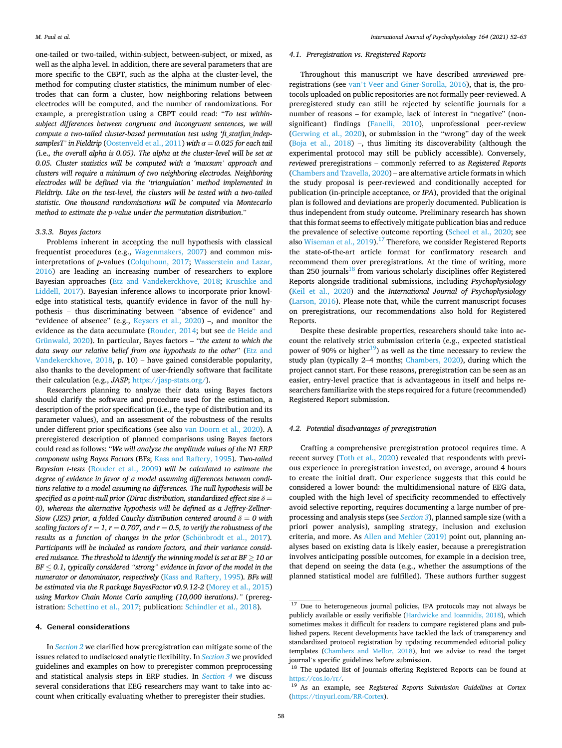one-tailed or two-tailed, within-subject, between-subject, or mixed, as well as the alpha level. In addition, there are several parameters that are more specific to the CBPT, such as the alpha at the cluster-level, the method for computing cluster statistics, the minimum number of electrodes that can form a cluster, how neighboring relations between electrodes will be computed, and the number of randomizations. For example, a preregistration using a CBPT could read: "*To test within-subject differences between congruent and incongruent sentences, we will compute a two-tailed cluster-based permutation test using 'ft_statfun_indepsamplesT' in Fieldtrip* (Oostenveld et al., 2011) *with $\alpha = 0.025$ for each tail (*i.e.*, the overall alpha is 0.05). The alpha at the cluster-level will be set at 0.05. Cluster statistics will be computed with a 'maxsum' approach and clusters will require a minimum of two neighboring electrodes. Neighboring electrodes will be defined* via *the 'triangulation' method implemented in Fieldtrip. Like on the test-level, the clusters will be tested with a two-tailed statistic. One thousand randomizations will be computed* via *Montecarlo method to estimate the p-value under the permutation distribution.*"

#### 3.3.3. Bayes factors

Problems inherent in accepting the null hypothesis with classical frequentist procedures (e.g., Wagenmakers, 2007) and common misinterpretations of *p*-values (Colquhoun, 2017; Wasserstein and Lazar, 2016) are leading an increasing number of researchers to explore Bayesian approaches (Etz and Vandekerckhove, 2018; Kruschke and Liddell, 2017). Bayesian inference allows to incorporate prior knowledge into statistical tests, quantify evidence in favor of the null hypothesis – thus discriminating between "absence of evidence" and "evidence of absence" (e.g., Keysers et al., 2020) –, and monitor the evidence as the data accumulate (Rouder, 2014; but see de Heide and Grünwald, 2020). In particular, Bayes factors – "*the extent to which the data sway our relative belief from one hypothesis to the other*" (Etz and Vandekerckhove, 2018, p. 10) – have gained considerable popularity, also thanks to the development of user-friendly software that facilitate their calculation (e.g., *JASP*; https://jasp-stats.org/).

Researchers planning to analyze their data using Bayes factors should clarify the software and procedure used for the estimation, a description of the prior specification (i.e., the type of distribution and its parameter values), and an assessment of the robustness of the results under different prior specifications (see also van Doorn et al., 2020). A preregistered description of planned comparisons using Bayes factors could read as follows: "*We will analyze the amplitude values of the N1 ERP component using Bayes Factors* (BFs; Kass and Raftery, 1995). *Two-tailed Bayesian t-tests* (Rouder et al., 2009) *will be calculated to estimate the degree of evidence in favor of a model assuming differences between conditions relative to a model assuming no differences. The null hypothesis will be specified as a point-null prior (Dirac distribution, standardized effect size $\delta = 0$), whereas the alternative hypothesis will be defined as a Jeffrey-Zellner-Siow (JZS) prior, a folded Cauchy distribution centered around $\delta = 0$ with scaling factors of $r = 1$, $r = 0.707$, and $r = 0.5$, to verify the robustness of the results as a function of changes in the prior* (Schönbrodt et al., 2017). *Participants will be included as random factors, and their variance considered nuisance. The threshold to identify the winning model is set at $BF \geq 10$ or $BF \leq 0.1$, typically considered "strong" evidence in favor of the model in the numerator or denominator, respectively* (Kass and Raftery, 1995). *BFs will be estimated* via *the R package BayesFactor v0.9.12-2* (Morey et al., 2015) *using Markov Chain Monte Carlo sampling (10,000 iterations).*" (preregistration: Schettino et al., 2017; publication: Schindler et al., 2018).

## 4. General considerations

In *Section 2* we clarified how preregistration can mitigate some of the issues related to undisclosed analytic flexibility. In *Section 3* we provided guidelines and examples on how to preregister common preprocessing and statistical analysis steps in ERP studies. In *Section 4* we discuss several considerations that EEG researchers may want to take into account when critically evaluating whether to preregister their studies.

### 4.1. Preregistration vs. Rregistered Reports

Throughout this manuscript we have described *unreviewed* preregistrations (see van't Veer and Giner-Sorolla, 2016), that is, the protocols uploaded on public repositories are not formally peer-reviewed. A preregistered study can still be rejected by scientific journals for a number of reasons – for example, lack of interest in "negative" (nonsignificant) findings (Fanelli, 2010), unprofessional peer-review (Gerwing et al., 2020), or submission in the "wrong" day of the week (Boja et al., 2018) –, thus limiting its discoverability (although the experimental protocol may still be publicly accessible). Conversely, *reviewed* preregistrations – commonly referred to as *Registered Reports* (Chambers and Tzavella, 2020) – are alternative article formats in which the study proposal is peer-reviewed and conditionally accepted for publication (in-principle acceptance, or *IPA*), provided that the original plan is followed and deviations are properly documented. Publication is thus independent from study outcome. Preliminary research has shown that this format seems to effectively mitigate publication bias and reduce the prevalence of selective outcome reporting (Scheel et al., 2020; see also Wiseman et al., 2019).[17] Therefore, we consider Registered Reports the state-of-the-art article format for confirmatory research and recommend them over preregistrations. At the time of writing, more than 250 journals[18] from various scholarly disciplines offer Registered Reports alongside traditional submissions, including *Psychophysiology* (Keil et al., 2020) and the *International Journal of Psychophysiology* (Larson, 2016). Please note that, while the current manuscript focuses on preregistrations, our recommendations also hold for Registered Reports.

Despite these desirable properties, researchers should take into account the relatively strict submission criteria (e.g., expected statistical power of 90% or higher[19]) as well as the time necessary to review the study plan (typically 2–4 months; Chambers, 2020), during which the project cannot start. For these reasons, preregistration can be seen as an easier, entry-level practice that is advantageous in itself and helps researchers familiarize with the steps required for a future (recommended) Registered Report submission.

### 4.2. Potential disadvantages of preregistration

Crafting a comprehensive preregistration protocol requires time. A recent survey (Toth et al., 2020) revealed that respondents with previous experience in preregistration invested, on average, around 4 hours to create the initial draft. Our experience suggests that this could be considered a lower bound: the multidimensional nature of EEG data, coupled with the high level of specificity recommended to effectively avoid selective reporting, requires documenting a large number of preprocessing and analysis steps (see *Section 3*), planned sample size (with a priori power analysis), sampling strategy, inclusion and exclusion criteria, and more. As Allen and Mehler (2019) point out, planning analyses based on existing data is likely easier, because a preregistration involves anticipating possible outcomes, for example in a decision tree, that depend on seeing the data (e.g., whether the assumptions of the planned statistical model are fulfilled). These authors further suggest

---

[17] Due to heterogeneous journal policies, IPA protocols may not always be publicly available or easily verifiable (Hardwicke and Ioannidis, 2018), which sometimes makes it difficult for readers to compare registered plans and published papers. Recent developments have tackled the lack of transparency and standardized protocol registration by updating recommended editorial policy templates (Chambers and Mellor, 2018), but we advise to read the target journal's specific guidelines before submission.

[18] The updated list of journals offering Registered Reports can be found at https://cos.io/rr/.

[19] As an example, see *Registered Reports Submission Guidelines* at *Cortex* (https://tinyurl.com/RR-Cortex).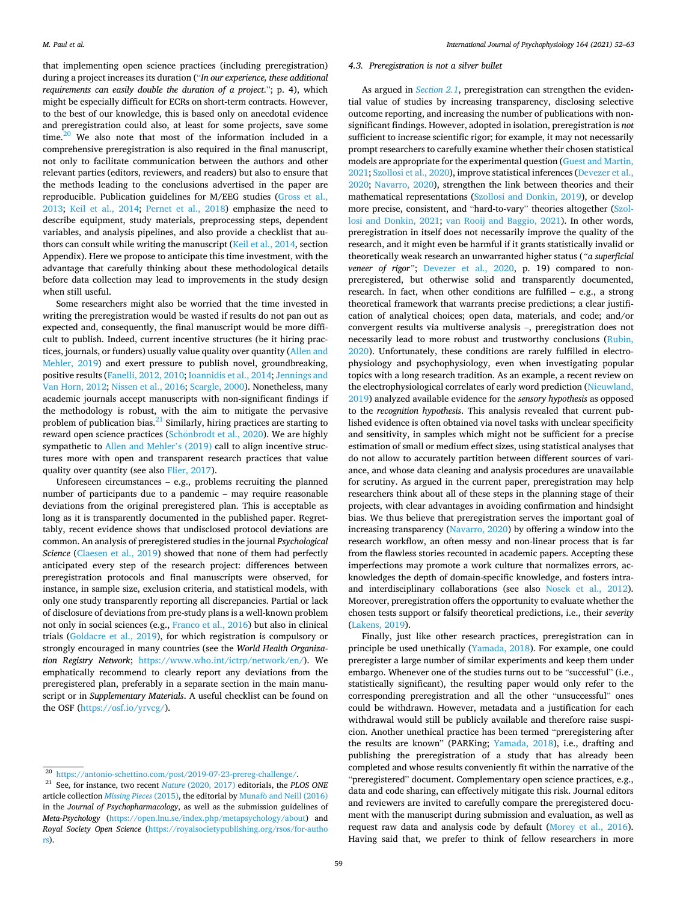that implementing open science practices (including preregistration) during a project increases its duration ("*In our experience, these additional requirements can easily double the duration of a project.*"; p. 4), which might be especially difficult for ECRs on short-term contracts. However, to the best of our knowledge, this is based only on anecdotal evidence and preregistration could also, at least for some projects, save some time.[20] We also note that most of the information included in a comprehensive preregistration is also required in the final manuscript, not only to facilitate communication between the authors and other relevant parties (editors, reviewers, and readers) but also to ensure that the methods leading to the conclusions advertised in the paper are reproducible. Publication guidelines for M/EEG studies (Gross et al., 2013; Keil et al., 2014; Pernet et al., 2018) emphasize the need to describe equipment, study materials, preprocessing steps, dependent variables, and analysis pipelines, and also provide a checklist that authors can consult while writing the manuscript (Keil et al., 2014, section Appendix). Here we propose to anticipate this time investment, with the advantage that carefully thinking about these methodological details before data collection may lead to improvements in the study design when still useful.

Some researchers might also be worried that the time invested in writing the preregistration would be wasted if results do not pan out as expected and, consequently, the final manuscript would be more difficult to publish. Indeed, current incentive structures (be it hiring practices, journals, or funders) usually value quality over quantity (Allen and Mehler, 2019) and exert pressure to publish novel, groundbreaking, positive results (Fanelli, 2012, 2010; Ioannidis et al., 2014; Jennings and Van Horn, 2012; Nissen et al., 2016; Scargle, 2000). Nonetheless, many academic journals accept manuscripts with non-significant findings if the methodology is robust, with the aim to mitigate the pervasive problem of publication bias.[21] Similarly, hiring practices are starting to reward open science practices (Schönbrodt et al., 2020). We are highly sympathetic to Allen and Mehler's (2019) call to align incentive structures more with open and transparent research practices that value quality over quantity (see also Flier, 2017).

Unforeseen circumstances – e.g., problems recruiting the planned number of participants due to a pandemic – may require reasonable deviations from the original preregistered plan. This is acceptable as long as it is transparently documented in the published paper. Regrettably, recent evidence shows that undisclosed protocol deviations are common. An analysis of preregistered studies in the journal *Psychological Science* (Claesen et al., 2019) showed that none of them had perfectly anticipated every step of the research project: differences between preregistration protocols and final manuscripts were observed, for instance, in sample size, exclusion criteria, and statistical models, with only one study transparently reporting all discrepancies. Partial or lack of disclosure of deviations from pre-study plans is a well-known problem not only in social sciences (e.g., Franco et al., 2016) but also in clinical trials (Goldacre et al., 2019), for which registration is compulsory or strongly encouraged in many countries (see the *World Health Organization Registry Network*; https://www.who.int/ictrp/network/en/). We emphatically recommend to clearly report any deviations from the preregistered plan, preferably in a separate section in the main manuscript or in *Supplementary Materials*. A useful checklist can be found on the OSF (https://osf.io/yrvcg/).

### 4.3. Preregistration is not a silver bullet

As argued in *Section 2.1*, preregistration can strengthen the evidential value of studies by increasing transparency, disclosing selective outcome reporting, and increasing the number of publications with non-significant findings. However, adopted in isolation, preregistration is *not* sufficient to increase scientific rigor; for example, it may not necessarily prompt researchers to carefully examine whether their chosen statistical models are appropriate for the experimental question (Guest and Martin, 2021; Szollosi et al., 2020), improve statistical inferences (Devezer et al., 2020; Navarro, 2020), strengthen the link between theories and their mathematical representations (Szollosi and Donkin, 2019), or develop more precise, consistent, and "hard-to-vary" theories altogether (Szollosi and Donkin, 2021; van Rooij and Baggio, 2021). In other words, preregistration in itself does not necessarily improve the quality of the research, and it might even be harmful if it grants statistically invalid or theoretically weak research an unwarranted higher status (*"a superficial veneer of rigor"*; Devezer et al., 2020, p. 19) compared to non-preregistered, but otherwise solid and transparently documented, research. In fact, when other conditions are fulfilled – e.g., a strong theoretical framework that warrants precise predictions; a clear justification of analytical choices; open data, materials, and code; and/or convergent results via multiverse analysis –, preregistration does not necessarily lead to more robust and trustworthy conclusions (Rubin, 2020). Unfortunately, these conditions are rarely fulfilled in electrophysiology and psychophysiology, even when investigating popular topics with a long research tradition. As an example, a recent review on the electrophysiological correlates of early word prediction (Nieuwland, 2019) analyzed available evidence for the *sensory hypothesis* as opposed to the *recognition hypothesis*. This analysis revealed that current published evidence is often obtained via novel tasks with unclear specificity and sensitivity, in samples which might not be sufficient for a precise estimation of small or medium effect sizes, using statistical analyses that do not allow to accurately partition between different sources of variance, and whose data cleaning and analysis procedures are unavailable for scrutiny. As argued in the current paper, preregistration may help researchers think about all of these steps in the planning stage of their projects, with clear advantages in avoiding confirmation and hindsight bias. We thus believe that preregistration serves the important goal of increasing transparency (Navarro, 2020) by offering a window into the research workflow, an often messy and non-linear process that is far from the flawless stories recounted in academic papers. Accepting these imperfections may promote a work culture that normalizes errors, acknowledges the depth of domain-specific knowledge, and fosters intra- and interdisciplinary collaborations (see also Nosek et al., 2012). Moreover, preregistration offers the opportunity to evaluate whether the chosen tests support or falsify theoretical predictions, i.e., their *severity* (Lakens, 2019).

Finally, just like other research practices, preregistration can in principle be used unethically (Yamada, 2018). For example, one could preregister a large number of similar experiments and keep them under embargo. Whenever one of the studies turns out to be "successful" (i.e., statistically significant), the resulting paper would only refer to the corresponding preregistration and all the other "unsuccessful" ones could be withdrawn. However, metadata and a justification for each withdrawal would still be publicly available and therefore raise suspicion. Another unethical practice has been termed "preregistering after the results are known" (PARKing; Yamada, 2018), i.e., drafting and publishing the preregistration of a study that has already been completed and whose results conveniently fit within the narrative of the "preregistered" document. Complementary open science practices, e.g., data and code sharing, can effectively mitigate this risk. Journal editors and reviewers are invited to carefully compare the preregistered document with the manuscript during submission and evaluation, as well as request raw data and analysis code by default (Morey et al., 2016). Having said that, we prefer to think of fellow researchers in more

[20] https://antonio-schettino.com/post/2019-07-23-prereg-challenge/.

[21] See, for instance, two recent *Nature* (2020, 2017) editorials, the *PLOS ONE* article collection *Missing Pieces* (2015), the editorial by Munafò and Neill (2016) in the *Journal of Psychopharmacology*, as well as the submission guidelines of *Meta-Psychology* (https://open.lnu.se/index.php/metapsychology/about) and *Royal Society Open Science* (https://royalsocietypublishing.org/rsos/for-authors).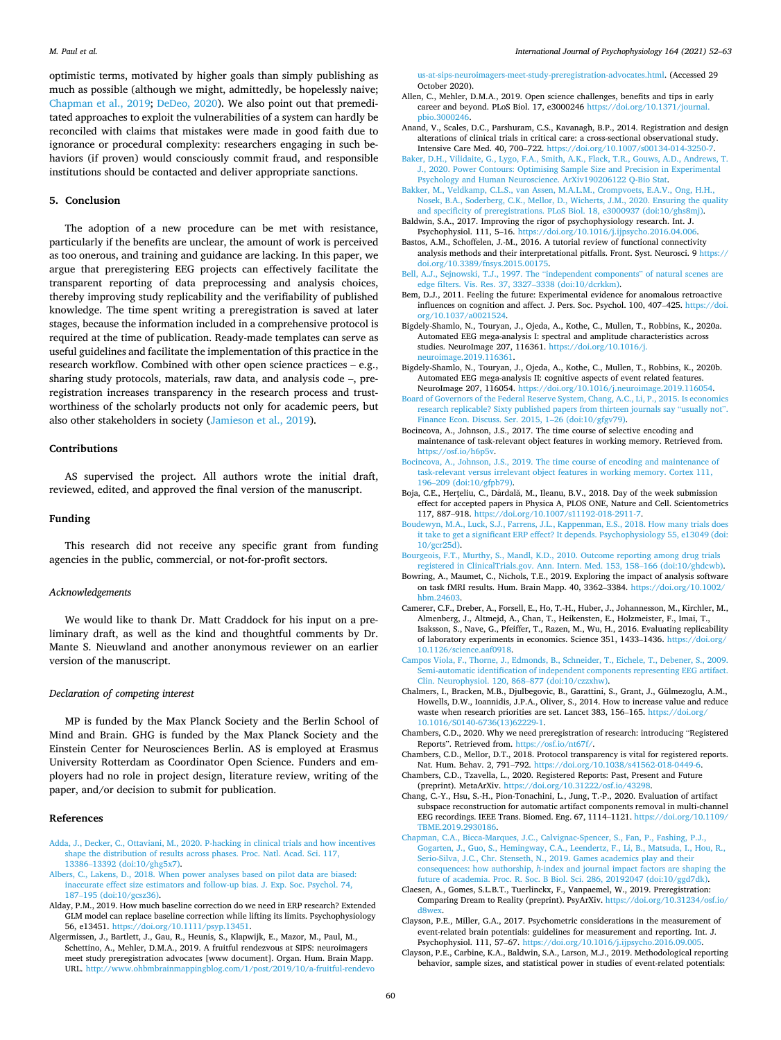optimistic terms, motivated by higher goals than simply publishing as much as possible (although we might, admittedly, be hopelessly naive; Chapman et al., 2019; DeDeo, 2020). We also point out that premeditated approaches to exploit the vulnerabilities of a system can hardly be reconciled with claims that mistakes were made in good faith due to ignorance or procedural complexity: researchers engaging in such behaviors (if proven) would consciously commit fraud, and responsible institutions should be contacted and deliver appropriate sanctions.

## 5. Conclusion

The adoption of a new procedure can be met with resistance, particularly if the benefits are unclear, the amount of work is perceived as too onerous, and training and guidance are lacking. In this paper, we argue that preregistering EEG projects can effectively facilitate the transparent reporting of data preprocessing and analysis choices, thereby improving study replicability and the verifiability of published knowledge. The time spent writing a preregistration is saved at later stages, because the information included in a comprehensive protocol is required at the time of publication. Ready-made templates can serve as useful guidelines and facilitate the implementation of this practice in the research workflow. Combined with other open science practices – e.g., sharing study protocols, materials, raw data, and analysis code –, preregistration increases transparency in the research process and trustworthiness of the scholarly products not only for academic peers, but also other stakeholders in society (Jamieson et al., 2019).

## Contributions

AS supervised the project. All authors wrote the initial draft, reviewed, edited, and approved the final version of the manuscript.

## Funding

This research did not receive any specific grant from funding agencies in the public, commercial, or not-for-profit sectors.

### *Acknowledgements*

We would like to thank Dr. Matt Craddock for his input on a preliminary draft, as well as the kind and thoughtful comments by Dr. Mante S. Nieuwland and another anonymous reviewer on an earlier version of the manuscript.

### *Declaration of competing interest*

MP is funded by the Max Planck Society and the Berlin School of Mind and Brain. GHG is funded by the Max Planck Society and the Einstein Center for Neurosciences Berlin. AS is employed at Erasmus University Rotterdam as Coordinator Open Science. Funders and employers had no role in project design, literature review, writing of the paper, and/or decision to submit for publication.

## References

Adda, J., Decker, C., Ottaviani, M., 2020. P-hacking in clinical trials and how incentives shape the distribution of results across phases. Proc. Natl. Acad. Sci. 117, 13386–13392 (doi:10/ghg5x7).

Albers, C., Lakens, D., 2018. When power analyses based on pilot data are biased: inaccurate effect size estimators and follow-up bias. J. Exp. Soc. Psychol. 74, 187–195 (doi:10/gcsz36).

Alday, P.M., 2019. How much baseline correction do we need in ERP research? Extended GLM model can replace baseline correction while lifting its limits. Psychophysiology 56, e13451. https://doi.org/10.1111/psyp.13451.

Algermissen, J., Bartlett, J., Gau, R., Heunis, S., Klapwijk, E., Mazor, M., Paul, M., Schettino, A., Mehler, D.M.A., 2019. A fruitful rendezvous at SIPS: neuroimagers meet study preregistration advocates [www document]. Organ. Hum. Brain Mapp. URL. http://www.ohbmbrainmappingblog.com/1/post/2019/10/a-fruitful-rendezvous-at-sips-neuroimagers-meet-study-preregistration-advocates.html. (Accessed 29 October 2020).

Allen, C., Mehler, D.M.A., 2019. Open science challenges, benefits and tips in early career and beyond. PLoS Biol. 17, e3000246 https://doi.org/10.1371/journal.pbio.3000246.

Anand, V., Scales, D.C., Parshuram, C.S., Kavanagh, B.P., 2014. Registration and design alterations of clinical trials in critical care: a cross-sectional observational study. Intensive Care Med. 40, 700–722. https://doi.org/10.1007/s00134-014-3250-7.

Baker, D.H., Vilidaite, G., Lygo, F.A., Smith, A.K., Flack, T.R., Gouws, A.D., Andrews, T. J., 2020. Power Contours: Optimising Sample Size and Precision in Experimental Psychology and Human Neuroscience. ArXiv190206122 Q-Bio Stat.

Bakker, M., Veldkamp, C.L.S., van Assen, M.A.L.M., Crompvoets, E.A.V., Ong, H.H., Nosek, B.A., Soderberg, C.K., Mellor, D., Wicherts, J.M., 2020. Ensuring the quality and specificity of preregistrations. PLoS Biol. 18, e3000937 (doi:10/ghs8mj).

Baldwin, S.A., 2017. Improving the rigor of psychophysiology research. Int. J. Psychophysiol. 111, 5–16. https://doi.org/10.1016/j.ijpsycho.2016.04.006.

Bastos, A.M., Schoffelen, J.-M., 2016. A tutorial review of functional connectivity analysis methods and their interpretational pitfalls. Front. Syst. Neurosci. 9 https://doi.org/10.3389/fnsys.2015.00175.

Bell, A.J., Sejnowski, T.J., 1997. The "independent components" of natural scenes are edge filters. Vis. Res. 37, 3327–3338 (doi:10/dcrkkm).

Bem, D.J., 2011. Feeling the future: Experimental evidence for anomalous retroactive influences on cognition and affect. J. Pers. Soc. Psychol. 100, 407–425. https://doi.org/10.1037/a0021524.

Bigdely-Shamlo, N., Touryan, J., Ojeda, A., Kothe, C., Mullen, T., Robbins, K., 2020a. Automated EEG mega-analysis I: spectral and amplitude characteristics across studies. NeuroImage 207, 116361. https://doi.org/10.1016/j.neuroimage.2019.116361.

Bigdely-Shamlo, N., Touryan, J., Ojeda, A., Kothe, C., Mullen, T., Robbins, K., 2020b. Automated EEG mega-analysis II: cognitive aspects of event related features. NeuroImage 207, 116054. https://doi.org/10.1016/j.neuroimage.2019.116054.

Board of Governors of the Federal Reserve System, Chang, A.C., Li, P., 2015. Is economics research replicable? Sixty published papers from thirteen journals say "usually not". Finance Econ. Discuss. Ser. 2015, 1–26 (doi:10/gfgv79).

Bocincova, A., Johnson, J.S., 2017. The time course of selective encoding and maintenance of task-relevant object features in working memory. Retrieved from. https://osf.io/h6p5v.

Bocincova, A., Johnson, J.S., 2019. The time course of encoding and maintenance of task-relevant versus irrelevant object features in working memory. Cortex 111, 196–209 (doi:10/gfbp79).

Boja, C.E., Herţeliu, C., Dârdală, M., Ileanu, B.V., 2018. Day of the week submission effect for accepted papers in Physica A, PLOS ONE, Nature and Cell. Scientometrics 117, 887–918. https://doi.org/10.1007/s11192-018-2911-7.

Boudewyn, M.A., Luck, S.J., Farrens, J.L., Kappenman, E.S., 2018. How many trials does it take to get a significant ERP effect? It depends. Psychophysiology 55, e13049 (doi:10/gcr25d).

Bourgeois, F.T., Murthy, S., Mandl, K.D., 2010. Outcome reporting among drug trials registered in ClinicalTrials.gov. Ann. Intern. Med. 153, 158–166 (doi:10/ghdcwb).

Bowring, A., Maumet, C., Nichols, T.E., 2019. Exploring the impact of analysis software on task fMRI results. Hum. Brain Mapp. 40, 3362–3384. https://doi.org/10.1002/hbm.24603.

Camerer, C.F., Dreber, A., Forsell, E., Ho, T.-H., Huber, J., Johannesson, M., Kirchler, M., Almenberg, J., Altmejd, A., Chan, T., Heikensten, E., Holzmeister, F., Imai, T., Isaksson, S., Nave, G., Pfeiffer, T., Razen, M., Wu, H., 2016. Evaluating replicability of laboratory experiments in economics. Science 351, 1433–1436. https://doi.org/10.1126/science.aaf0918.

Campos Viola, F., Thorne, J., Edmonds, B., Schneider, T., Eichele, T., Debener, S., 2009. Semi-automatic identification of independent components representing EEG artifact. Clin. Neurophysiol. 120, 868–877 (doi:10/czzxhw).

Chalmers, I., Bracken, M.B., Djulbegovic, B., Garattini, S., Grant, J., Gülmezoglu, A.M., Howells, D.W., Ioannidis, J.P.A., Oliver, S., 2014. How to increase value and reduce waste when research priorities are set. Lancet 383, 156–165. https://doi.org/10.1016/S0140-6736(13)62229-1.

Chambers, C.D., 2020. Why we need preregistration of research: introducing "Registered Reports". Retrieved from. https://osf.io/nt67f/.

Chambers, C.D., Mellor, D.T., 2018. Protocol transparency is vital for registered reports. Nat. Hum. Behav. 2, 791–792. https://doi.org/10.1038/s41562-018-0449-6.

Chambers, C.D., Tzavella, L., 2020. Registered Reports: Past, Present and Future (preprint). MetaArXiv. https://doi.org/10.31222/osf.io/43298.

Chang, C.-Y., Hsu, S.-H., Pion-Tonachini, L., Jung, T.-P., 2020. Evaluation of artifact subspace reconstruction for automatic artifact components removal in multi-channel EEG recordings. IEEE Trans. Biomed. Eng. 67, 1114–1121. https://doi.org/10.1109/TBME.2019.2930186.

Chapman, C.A., Bicca-Marques, J.C., Calvignac-Spencer, S., Fan, P., Fashing, P.J., Gogarten, J., Guo, S., Hemingway, C.A., Leendertz, F., Li, B., Matsuda, I., Hou, R., Serio-Silva, J.C., Chr. Stenseth, N., 2019. Games academics play and their consequences: how authorship, *h*-index and journal impact factors are shaping the future of academia. Proc. R. Soc. B Biol. Sci. 286, 20192047 (doi:10/ggd7dk).

Claesen, A., Gomes, S.L.B.T., Tuerlinckx, F., Vanpaemel, W., 2019. Preregistration: Comparing Dream to Reality (preprint). PsyArXiv. https://doi.org/10.31234/osf.io/d8wex.

Clayson, P.E., Miller, G.A., 2017. Psychometric considerations in the measurement of event-related brain potentials: guidelines for measurement and reporting. Int. J. Psychophysiol. 111, 57–67. https://doi.org/10.1016/j.ijpsycho.2016.09.005.

Clayson, P.E., Carbine, K.A., Baldwin, S.A., Larson, M.J., 2019. Methodological reporting behavior, sample sizes, and statistical power in studies of event-related potentials: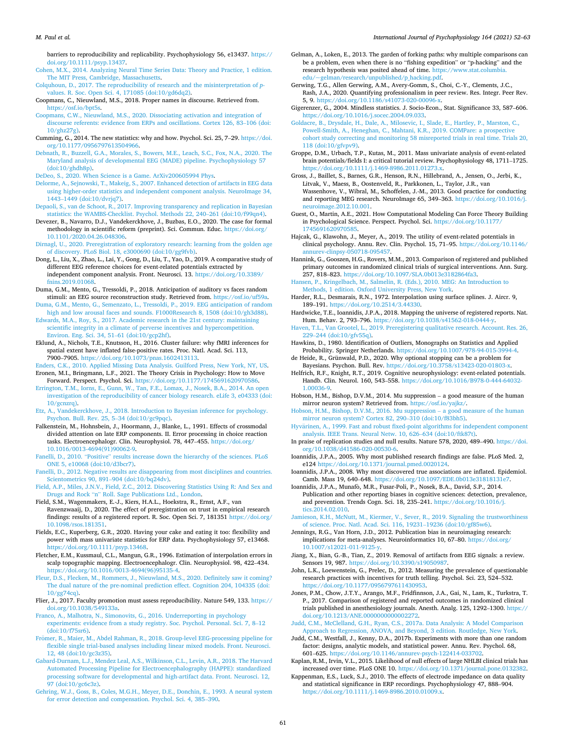barriers to reproducibility and replicability. Psychophysiology 56, e13437. https://doi.org/10.1111/psyp.13437.

Cohen, M.X., 2014. Analyzing Neural Time Series Data: Theory and Practice, 1 edition. The MIT Press, Cambridge, Massachusetts.

Colquhoun, D., 2017. The reproducibility of research and the misinterpretation of *p*-values. R. Soc. Open Sci. 4, 171085 (doi:10/gd6dq2).

Coopmans, C., Nieuwland, M.S., 2018. Proper names in discourse. Retrieved from. https://osf.io/bpt5s.

Coopmans, C.W., Nieuwland, M.S., 2020. Dissociating activation and integration of discourse referents: evidence from ERPs and oscillations. Cortex 126, 83–106 (doi:10/ghz27g).

Cumming, G., 2014. The new statistics: why and how. Psychol. Sci. 25, 7–29. https://doi.org/10.1177/0956797613504966.

Debnath, R., Buzzell, G.A., Morales, S., Bowers, M.E., Leach, S.C., Fox, N.A., 2020. The Maryland analysis of developmental EEG (MADE) pipeline. Psychophysiology 57 (doi:10/ghdh8p).

DeDeo, S., 2020. When Science is a Game. ArXiv200605994 Phys.

Delorme, A., Sejnowski, T., Makeig, S., 2007. Enhanced detection of artifacts in EEG data using higher-order statistics and independent component analysis. NeuroImage 34, 1443–1449 (doi:10/dvrjq7).

Depaoli, S., van de Schoot, R., 2017. Improving transparency and replication in Bayesian statistics: the WAMBS-Checklist. Psychol. Methods 22, 240–261 (doi:10/f99qn4).

Devezer, B., Navarro, D.J., Vandekerckhove, J., Buzbas, E.O., 2020. The case for formal methodology in scientific reform (preprint). Sci. Commun. Educ. https://doi.org/10.1101/2020.04.26.048306.

Dirnagl, U., 2020. Preregistration of exploratory research: learning from the golden age of discovery. PLoS Biol. 18, e3000690 (doi:10/gg9fvb).

Dong, L., Liu, X., Zhao, L., Lai, Y., Gong, D., Liu, T., Yao, D., 2019. A comparative study of different EEG reference choices for event-related potentials extracted by independent component analysis. Front. Neurosci. 13. https://doi.org/10.3389/fnins.2019.01068.

Duma, G.M., Mento, G., Tressoldi, P., 2018. Anticipation of auditory vs faces random stimuli: an EEG source reconstruction study. Retrieved from. https://osf.io/uf59a.

Duma, G.M., Mento, G., Semenzato, L., Tressoldi, P., 2019. EEG anticipation of random high and low arousal faces and sounds. F1000Research 8, 1508 (doi:10/gh3d88).

Edwards, M.A., Roy, S., 2017. Academic research in the 21st century: maintaining scientific integrity in a climate of perverse incentives and hypercompetition. Environ. Eng. Sci. 34, 51–61 (doi:10/gcp2hf).

Eklund, A., Nichols, T.E., Knutsson, H., 2016. Cluster failure: why fMRI inferences for spatial extent have inflated false-positive rates. Proc. Natl. Acad. Sci. 113, 7900–7905. https://doi.org/10.1073/pnas.1602413113.

Enders, C.K., 2010. Applied Missing Data Analysis. Guilford Press, New York, NY, US.

Eronen, M.I., Bringmann, L.F., 2021. The Theory Crisis in Psychology: How to Move Forward. Perspect. Psychol. Sci. https://doi.org/10.1177/1745691620970586.

Errington, T.M., Iorns, E., Gunn, W., Tan, F.E., Lomax, J., Nosek, B.A., 2014. An open investigation of the reproducibility of cancer biology research. eLife 3, e04333 (doi:10/gcnzrq).

Etz, A., Vandekerckhove, J., 2018. Introduction to Bayesian inference for psychology. Psychon. Bull. Rev. 25, 5–34 (doi:10/gc9pqc).

Falkenstein, M., Hohnsbein, J., Hoormann, J., Blanke, L., 1991. Effects of crossmodal divided attention on late ERP components. II. Error processing in choice reaction tasks. Electroencephalogr. Clin. Neurophysiol. 78, 447–455. https://doi.org/10.1016/0013-4694(91)90062-9.

Fanelli, D., 2010. "Positive" results increase down the hierarchy of the sciences. PLoS ONE 5, e10068 (doi:10/d3bcr7).

Fanelli, D., 2012. Negative results are disappearing from most disciplines and countries. Scientometrics 90, 891–904 (doi:10/bq24dv).

Field, A.P., Miles, J.N.V., Field, Z.C., 2012. Discovering Statistics Using R: And Sex and Drugs and Rock "n" Roll. Sage Publications Ltd., London.

Field, S.M., Wagenmakers, E.-J., Kiers, H.A.L., Hoekstra, R., Ernst, A.F., van Ravenzwaaij, D., 2020. The effect of preregistration on trust in empirical research findings: results of a registered report. R. Soc. Open Sci. 7, 181351 https://doi.org/10.1098/rsos.181351.

Fields, E.C., Kuperberg, G.R., 2020. Having your cake and eating it too: flexibility and power with mass univariate statistics for ERP data. Psychophysiology 57, e13468. https://doi.org/10.1111/psyp.13468.

Fletcher, E.M., Kussmaul, C.L., Mangun, G.R., 1996. Estimation of interpolation errors in scalp topographic mapping. Electroencephalogr. Clin. Neurophysiol. 98, 422–434. https://doi.org/10.1016/0013-4694(96)95135-4.

Fleur, D.S., Flecken, M., Rommers, J., Nieuwland, M.S., 2020. Definitely saw it coming? The dual nature of the pre-nominal prediction effect. Cognition 204, 104335 (doi:10/gg74cq).

Flier, J., 2017. Faculty promotion must assess reproducibility. Nature 549, 133. https://doi.org/10.1038/549133a.

Franco, A., Malhotra, N., Simonovits, G., 2016. Underreporting in psychology experiments: evidence from a study registry. Soc. Psychol. Personal. Sci. 7, 8–12 (doi:10/f75sr6).

Frömer, R., Maier, M., Abdel Rahman, R., 2018. Group-level EEG-processing pipeline for flexible single trial-based analyses including linear mixed models. Front. Neurosci. 12, 48 (doi:10/gc3z35).

Gabard-Durnam, L.J., Mendez Leal, A.S., Wilkinson, C.L., Levin, A.R., 2018. The Harvard Automated Processing Pipeline for Electroencephalography (HAPPE): standardized processing software for developmental and high-artifact data. Front. Neurosci. 12, 97 (doi:10/gc6c3z).

Gehring, W.J., Goss, B., Coles, M.G.H., Meyer, D.E., Donchin, E., 1993. A neural system for error detection and compensation. Psychol. Sci. 4, 385–390.

Gelman, A., Loken, E., 2013. The garden of forking paths: why multiple comparisons can be a problem, even when there is no "fishing expedition" or "p-hacking" and the research hypothesis was posited ahead of time. https://www.stat.columbia.edu/~gelman/research/unpublished/p_hacking.pdf.

Gerwing, T.G., Allen Gerwing, A.M., Avery-Gomm, S., Choi, C.-Y., Clements, J.C., Rash, J.A., 2020. Quantifying professionalism in peer review. Res. Integr. Peer Rev. 5, 9. https://doi.org/10.1186/s41073-020-00096-x.

Gigerenzer, G., 2004. Mindless statistics. J. Socio-Econ., Stat. Significance 33, 587–606. https://doi.org/10.1016/j.socec.2004.09.033.

Goldacre, B., Drysdale, H., Dale, A., Milosevic, I., Slade, E., Hartley, P., Marston, C., Powell-Smith, A., Heneghan, C., Mahtani, K.R., 2019. COMPare: a prospective cohort study correcting and monitoring 58 misreported trials in real time. Trials 20, 118 (doi:10/gfvpv9).

Groppe, D.M., Urbach, T.P., Kutas, M., 2011. Mass univariate analysis of event-related brain potentials/fields I: a critical tutorial review. Psychophysiology 48, 1711–1725. https://doi.org/10.1111/j.1469-8986.2011.01273.x.

Gross, J., Baillet, S., Barnes, G.R., Henson, R.N., Hillebrand, A., Jensen, O., Jerbi, K., Litvak, V., Maess, B., Oostenveld, R., Parkkonen, L., Taylor, J.R., van Wassenhove, V., Wibral, M., Schoffelen, J.-M., 2013. Good practice for conducting and reporting MEG research. NeuroImage 65, 349–363. https://doi.org/10.1016/j.neuroimage.2012.10.001.

Guest, O., Martin, A.E., 2021. How Computational Modeling Can Force Theory Building in Psychological Science. Perspect. Psychol. Sci. https://doi.org/10.1177/1745691620970585.

Hajcak, G., Klawohn, J., Meyer, A., 2019. The utility of event-related potentials in clinical psychology. Annu. Rev. Clin. Psychol. 15, 71–95. https://doi.org/10.1146/annurev-clinpsy-050718-095457.

Hannink, G., Gooszen, H.G., Rovers, M.M., 2013. Comparison of registered and published primary outcomes in randomized clinical trials of surgical interventions. Ann. Surg. 257, 818–823. https://doi.org/10.1097/SLA.0b013e3182864fa3.

Hansen, P., Kringelbach, M., Salmelin, R. (Eds.), 2010. MEG: An Introduction to Methods, 1 edition. Oxford University Press, New York.

Harder, R.L., Desmarais, R.N., 1972. Interpolation using surface splines. J. Aircr. 9, 189–191. https://doi.org/10.2514/3.44330.

Hardwicke, T.E., Ioannidis, J.P.A., 2018. Mapping the universe of registered reports. Nat. Hum. Behav. 2, 793–796. https://doi.org/10.1038/s41562-018-0444-y.

Haven, T.L., Van Grootel, L., 2019. Preregistering qualitative research. Account. Res. 26, 229–244 (doi:10/gfv55q).

Hawkins, D., 1980. Identification of Outliers, Monographs on Statistics and Applied Probability. Springer Netherlands. https://doi.org/10.1007/978-94-015-3994-4.

de Heide, R., Grünwald, P.D., 2020. Why optional stopping can be a problem for Bayesians. Psychon. Bull. Rev. https://doi.org/10.3758/s13423-020-01803-x.

Helfrich, R.F., Knight, R.T., 2019. Cognitive neurophysiology: event-related potentials. Handb. Clin. Neurol. 160, 543–558. https://doi.org/10.1016/B978-0-444-64032-1.00036-9.

Hobson, H.M., Bishop, D.V.M., 2014. Mu suppression – a good measure of the human mirror neuron system? Retrieved from. https://osf.io/yajkz/.

Hobson, H.M., Bishop, D.V.M., 2016. Mu suppression – a good measure of the human mirror neuron system? Cortex 82, 290–310 (doi:10/f83bh5).

Hyvärinen, A., 1999. Fast and robust fixed-point algorithms for independent component analysis. IEEE Trans. Neural Netw. 10, 626–634 (doi:10/ftk87t).

In praise of replication studies and null results. Nature 578, 2020, 489–490. https://doi.org/10.1038/d41586-020-00530-6.

Ioannidis, J.P.A., 2005. Why most published research findings are false. PLoS Med. 2, e124 https://doi.org/10.1371/journal.pmed.0020124.

Ioannidis, J.P.A., 2008. Why most discovered true associations are inflated. Epidemiol. Camb. Mass 19, 640–648. https://doi.org/10.1097/EDE.0b013e31818131e7.

Ioannidis, J.P.A., Munafò, M.R., Fusar-Poli, P., Nosek, B.A., David, S.P., 2014. Publication and other reporting biases in cognitive sciences: detection, prevalence, and prevention. Trends Cogn. Sci. 18, 235–241. https://doi.org/10.1016/j.tics.2014.02.010.

Jamieson, K.H., McNutt, M., Kiermer, V., Sever, R., 2019. Signaling the trustworthiness of science. Proc. Natl. Acad. Sci. 116, 19231–19236 (doi:10/gf85w6).

Jennings, R.G., Van Horn, J.D., 2012. Publication bias in neuroimaging research: implications for meta-analyses. Neuroinformatics 10, 67–80. https://doi.org/10.1007/s12021-011-9125-y.

Jiang, X., Bian, G.-B., Tian, Z., 2019. Removal of artifacts from EEG signals: a review. Sensors 19, 987. https://doi.org/10.3390/s19050987.

John, L.K., Loewenstein, G., Prelec, D., 2012. Measuring the prevalence of questionable research practices with incentives for truth telling. Psychol. Sci. 23, 524–532. https://doi.org/10.1177/0956797611430953.

Jones, P.M., Chow, J.T.Y., Arango, M.F., Fridfinnson, J.A., Gai, N., Lam, K., Turkstra, T. P., 2017. Comparison of registered and reported outcomes in randomized clinical trials published in anesthesiology journals. Anesth. Analg. 125, 1292–1300. https://doi.org/10.1213/ANE.0000000000002272.

Judd, C.M., McClelland, G.H., Ryan, C.S., 2017a. Data Analysis: A Model Comparison Approach to Regression, ANOVA, and Beyond, 3 edition. Routledge, New York.

Judd, C.M., Westfall, J., Kenny, D.A., 2017b. Experiments with more than one random factor: designs, analytic models, and statistical power. Annu. Rev. Psychol. 68, 601–625. https://doi.org/10.1146/annurev-psych-122414-033702.

Kaplan, R.M., Irvin, V.L., 2015. Likelihood of null effects of large NHLBI clinical trials has increased over time. PLoS ONE 10. https://doi.org/10.1371/journal.pone.0132382.

Kappenman, E.S., Luck, S.J., 2010. The effects of electrode impedance on data quality and statistical significance in ERP recordings. Psychophysiology 47, 888–904. https://doi.org/10.1111/j.1469-8986.2010.01009.x.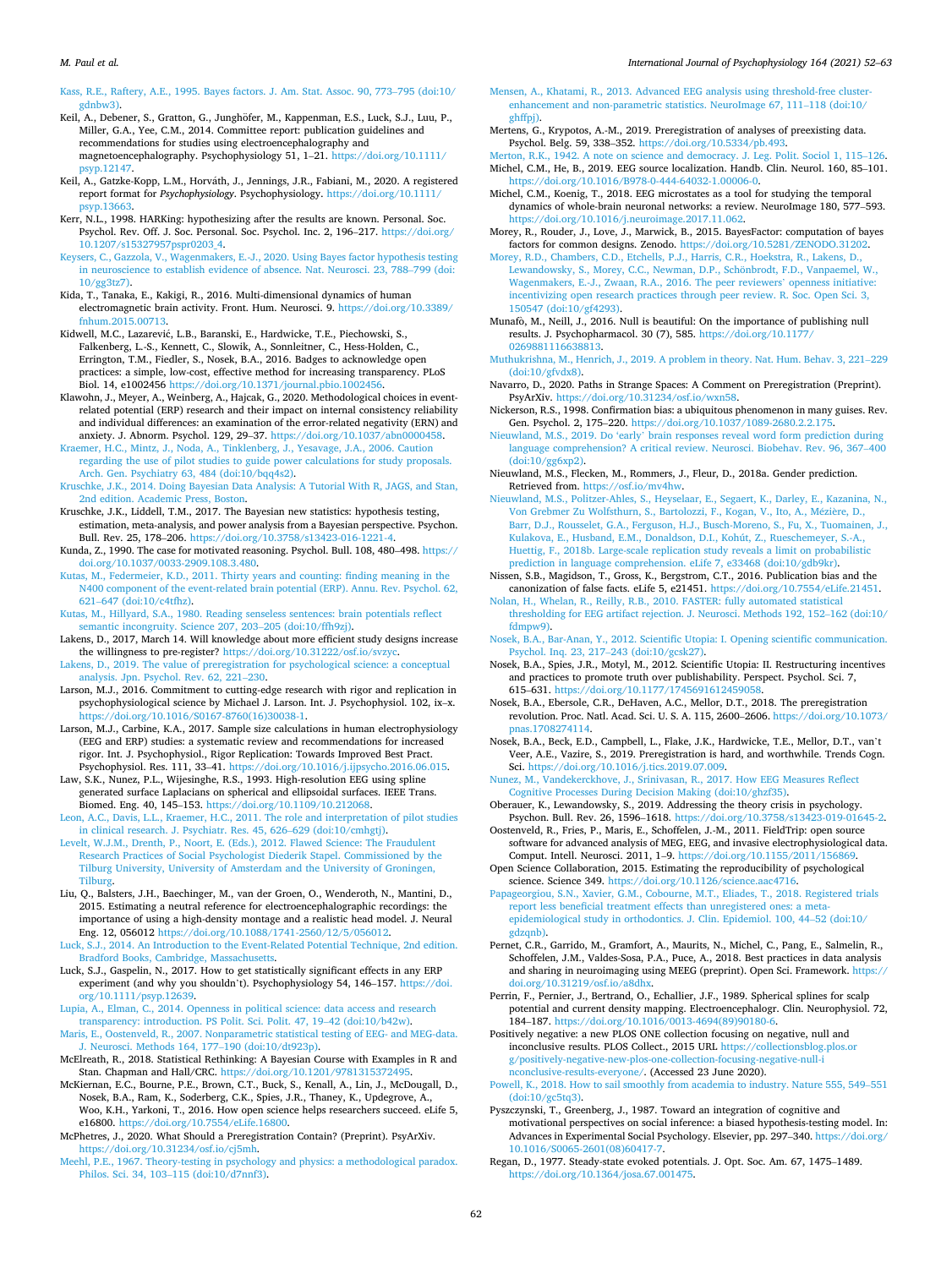Kass, R.E., Raftery, A.E., 1995. Bayes factors. J. Am. Stat. Assoc. 90, 773–795 (doi:10/gdnbw3).

Keil, A., Debener, S., Gratton, G., Junghöfer, M., Kappenman, E.S., Luck, S.J., Luu, P., Miller, G.A., Yee, C.M., 2014. Committee report: publication guidelines and recommendations for studies using electroencephalography and magnetoencephalography. Psychophysiology 51, 1–21. https://doi.org/10.1111/psyp.12147.

Keil, A., Gatzke-Kopp, L.M., Horváth, J., Jennings, J.R., Fabiani, M., 2020. A registered report format for *Psychophysiology*. Psychophysiology. https://doi.org/10.1111/psyp.13663.

Kerr, N.L., 1998. HARKing: hypothesizing after the results are known. Personal. Soc. Psychol. Rev. Off. J. Soc. Personal. Soc. Psychol. Inc. 2, 196–217. https://doi.org/10.1207/s15327957pspr0203_4.

Keysers, C., Gazzola, V., Wagenmakers, E.-J., 2020. Using Bayes factor hypothesis testing in neuroscience to establish evidence of absence. Nat. Neurosci. 23, 788–799 (doi:10/gg3tz7).

Kida, T., Tanaka, E., Kakigi, R., 2016. Multi-dimensional dynamics of human electromagnetic brain activity. Front. Hum. Neurosci. 9. https://doi.org/10.3389/fnhum.2015.00713.

Kidwell, M.C., Lazarević, L.B., Baranski, E., Hardwicke, T.E., Piechowski, S., Falkenberg, L.-S., Kennett, C., Slowik, A., Sonnleitner, C., Hess-Holden, C., Errington, T.M., Fiedler, S., Nosek, B.A., 2016. Badges to acknowledge open practices: a simple, low-cost, effective method for increasing transparency. PLoS Biol. 14, e1002456 https://doi.org/10.1371/journal.pbio.1002456.

Klawohn, J., Meyer, A., Weinberg, A., Hajcak, G., 2020. Methodological choices in event-related potential (ERP) research and their impact on internal consistency reliability and individual differences: an examination of the error-related negativity (ERN) and anxiety. J. Abnorm. Psychol. 129, 29–37. https://doi.org/10.1037/abn0000458.

Kraemer, H.C., Mintz, J., Noda, A., Tinklenberg, J., Yesavage, J.A., 2006. Caution regarding the use of pilot studies to guide power calculations for study proposals. Arch. Gen. Psychiatry 63, 484 (doi:10/bqq4s2).

Kruschke, J.K., 2014. Doing Bayesian Data Analysis: A Tutorial With R, JAGS, and Stan, 2nd edition. Academic Press, Boston.

Kruschke, J.K., Liddell, T.M., 2017. The Bayesian new statistics: hypothesis testing, estimation, meta-analysis, and power analysis from a Bayesian perspective. Psychon. Bull. Rev. 25, 178–206. https://doi.org/10.3758/s13423-016-1221-4.

Kunda, Z., 1990. The case for motivated reasoning. Psychol. Bull. 108, 480–498. https://doi.org/10.1037/0033-2909.108.3.480.

Kutas, M., Federmeier, K.D., 2011. Thirty years and counting: finding meaning in the N400 component of the event-related brain potential (ERP). Annu. Rev. Psychol. 62, 621–647 (doi:10/c4tfhz).

Kutas, M., Hillyard, S.A., 1980. Reading senseless sentences: brain potentials reflect semantic incongruity. Science 207, 203–205 (doi:10/ffh9zj).

Lakens, D., 2017, March 14. Will knowledge about more efficient study designs increase the willingness to pre-register? https://doi.org/10.31222/osf.io/svzyc.

Lakens, D., 2019. The value of preregistration for psychological science: a conceptual analysis. Jpn. Psychol. Rev. 62, 221–230.

Larson, M.J., 2016. Commitment to cutting-edge research with rigor and replication in psychophysiological science by Michael J. Larson. Int. J. Psychophysiol. 102, ix–x. https://doi.org/10.1016/S0167-8760(16)30038-1.

Larson, M.J., Carbine, K.A., 2017. Sample size calculations in human electrophysiology (EEG and ERP) studies: a systematic review and recommendations for increased rigor. Int. J. Psychophysiol., Rigor Replication: Towards Improved Best Pract. Psychophysiol. Res. 111, 33–41. https://doi.org/10.1016/j.ijpsycho.2016.06.015.

Law, S.K., Nunez, P.L., Wijesinghe, R.S., 1993. High-resolution EEG using spline generated surface Laplacians on spherical and ellipsoidal surfaces. IEEE Trans. Biomed. Eng. 40, 145–153. https://doi.org/10.1109/10.212068.

Leon, A.C., Davis, L.L., Kraemer, H.C., 2011. The role and interpretation of pilot studies in clinical research. J. Psychiatr. Res. 45, 626–629 (doi:10/cmhgtj).

Levelt, W.J.M., Drenth, P., Noort, E. (Eds.), 2012. Flawed Science: The Fraudulent Research Practices of Social Psychologist Diederik Stapel. Commissioned by the Tilburg University, University of Amsterdam and the University of Groningen, Tilburg.

Liu, Q., Balsters, J.H., Baechinger, M., van der Groen, O., Wenderoth, N., Mantini, D., 2015. Estimating a neutral reference for electroencephalographic recordings: the importance of using a high-density montage and a realistic head model. J. Neural Eng. 12, 056012 https://doi.org/10.1088/1741-2560/12/5/056012.

Luck, S.J., 2014. An Introduction to the Event-Related Potential Technique, 2nd edition. Bradford Books, Cambridge, Massachusetts.

Luck, S.J., Gaspelin, N., 2017. How to get statistically significant effects in any ERP experiment (and why you shouldn't). Psychophysiology 54, 146–157. https://doi.org/10.1111/psyp.12639.

Lupia, A., Elman, C., 2014. Openness in political science: data access and research transparency: introduction. PS Polit. Sci. Polit. 47, 19–42 (doi:10/b42w).

Maris, E., Oostenveld, R., 2007. Nonparametric statistical testing of EEG- and MEG-data. J. Neurosci. Methods 164, 177–190 (doi:10/dt923p).

McElreath, R., 2018. Statistical Rethinking: A Bayesian Course with Examples in R and Stan. Chapman and Hall/CRC. https://doi.org/10.1201/9781315372495.

McKiernan, E.C., Bourne, P.E., Brown, C.T., Buck, S., Kenall, A., Lin, J., McDougall, D., Nosek, B.A., Ram, K., Soderberg, C.K., Spies, J.R., Thaney, K., Updegrove, A., Woo, K.H., Yarkoni, T., 2016. How open science helps researchers succeed. eLife 5, e16800. https://doi.org/10.7554/eLife.16800.

McPhetres, J., 2020. What Should a Preregistration Contain? (Preprint). PsyArXiv. https://doi.org/10.31234/osf.io/cj5mh.

Meehl, P.E., 1967. Theory-testing in psychology and physics: a methodological paradox. Philos. Sci. 34, 103–115 (doi:10/d7nnf3).

Mensen, A., Khatami, R., 2013. Advanced EEG analysis using threshold-free cluster-enhancement and non-parametric statistics. NeuroImage 67, 111–118 (doi:10/ghffpj).

Mertens, G., Krypotos, A.-M., 2019. Preregistration of analyses of preexisting data. Psychol. Belg. 59, 338–352. https://doi.org/10.5334/pb.493.

Merton, R.K., 1942. A note on science and democracy. J. Leg. Polit. Sociol 1, 115–126.

Michel, C.M., He, B., 2019. EEG source localization. Handb. Clin. Neurol. 160, 85–101. https://doi.org/10.1016/B978-0-444-64032-1.00006-0.

Michel, C.M., Koenig, T., 2018. EEG microstates as a tool for studying the temporal dynamics of whole-brain neuronal networks: a review. NeuroImage 180, 577–593. https://doi.org/10.1016/j.neuroimage.2017.11.062.

Morey, R., Rouder, J., Love, J., Marwick, B., 2015. BayesFactor: computation of bayes factors for common designs. Zenodo. https://doi.org/10.5281/ZENODO.31202.

Morey, R.D., Chambers, C.D., Etchells, P.J., Harris, C.R., Hoekstra, R., Lakens, D., Lewandowsky, S., Morey, C.C., Newman, D.P., Schönbrodt, F.D., Vanpaemel, W., Wagenmakers, E.-J., Zwaan, R.A., 2016. The peer reviewers' openness initiative: incentivizing open research practices through peer review. R. Soc. Open Sci. 3, 150547 (doi:10/gf4293).

Munafò, M., Neill, J., 2016. Null is beautiful: On the importance of publishing null results. J. Psychopharmacol. 30 (7), 585. https://doi.org/10.1177/0269881116638813.

Muthukrishna, M., Henrich, J., 2019. A problem in theory. Nat. Hum. Behav. 3, 221–229 (doi:10/gfvdx8).

Navarro, D., 2020. Paths in Strange Spaces: A Comment on Preregistration (Preprint). PsyArXiv. https://doi.org/10.31234/osf.io/wxn58.

Nickerson, R.S., 1998. Confirmation bias: a ubiquitous phenomenon in many guises. Rev. Gen. Psychol. 2, 175–220. https://doi.org/10.1037/1089-2680.2.2.175.

Nieuwland, M.S., 2019. Do 'early' brain responses reveal word form prediction during language comprehension? A critical review. Neurosci. Biobehav. Rev. 96, 367–400 (doi:10/gg6xp2).

Nieuwland, M.S., Flecken, M., Rommers, J., Fleur, D., 2018a. Gender prediction. Retrieved from. https://osf.io/mv4hw.

Nieuwland, M.S., Politzer-Ahles, S., Heyselaar, E., Segaert, K., Darley, E., Kazanina, N., Von Grebmer Zu Wolfsthurn, S., Bartolozzi, F., Kogan, V., Ito, A., Mézière, D., Barr, D.J., Rousselet, G.A., Ferguson, H.J., Busch-Moreno, S., Fu, X., Tuomainen, J., Kulakova, E., Husband, E.M., Donaldson, D.I., Kohút, Z., Rueschemeyer, S.-A., Huettig, F., 2018b. Large-scale replication study reveals a limit on probabilistic prediction in language comprehension. eLife 7, e33468 (doi:10/gdb9kr).

Nissen, S.B., Magidson, T., Gross, K., Bergstrom, C.T., 2016. Publication bias and the canonization of false facts. eLife 5, e21451. https://doi.org/10.7554/eLife.21451.

Nolan, H., Whelan, R., Reilly, R.B., 2010. FASTER: fully automated statistical thresholding for EEG artifact rejection. J. Neurosci. Methods 192, 152–162 (doi:10/fdmpw9).

Nosek, B.A., Bar-Anan, Y., 2012. Scientific Utopia: I. Opening scientific communication. Psychol. Inq. 23, 217–243 (doi:10/gcsk27).

Nosek, B.A., Spies, J.R., Motyl, M., 2012. Scientific Utopia: II. Restructuring incentives and practices to promote truth over publishability. Perspect. Psychol. Sci. 7, 615–631. https://doi.org/10.1177/1745691612459058.

Nosek, B.A., Ebersole, C.R., DeHaven, A.C., Mellor, D.T., 2018. The preregistration revolution. Proc. Natl. Acad. Sci. U. S. A. 115, 2600–2606. https://doi.org/10.1073/pnas.1708274114.

Nosek, B.A., Beck, E.D., Campbell, L., Flake, J.K., Hardwicke, T.E., Mellor, D.T., van't Veer, A.E., Vazire, S., 2019. Preregistration is hard, and worthwhile. Trends Cogn. Sci. https://doi.org/10.1016/j.tics.2019.07.009.

Nunez, M., Vandekerckhove, J., Srinivasan, R., 2017. How EEG Measures Reflect Cognitive Processes During Decision Making (doi:10/ghzf35).

Oberauer, K., Lewandowsky, S., 2019. Addressing the theory crisis in psychology. Psychon. Bull. Rev. 26, 1596–1618. https://doi.org/10.3758/s13423-019-01645-2.

Oostenveld, R., Fries, P., Maris, E., Schoffelen, J.-M., 2011. FieldTrip: open source software for advanced analysis of MEG, EEG, and invasive electrophysiological data. Comput. Intell. Neurosci. 2011, 1–9. https://doi.org/10.1155/2011/156869.

Open Science Collaboration, 2015. Estimating the reproducibility of psychological science. Science 349. https://doi.org/10.1126/science.aac4716.

Papageorgiou, S.N., Xavier, G.M., Cobourne, M.T., Eliades, T., 2018. Registered trials report less beneficial treatment effects than unregistered ones: a meta-epidemiological study in orthodontics. J. Clin. Epidemiol. 100, 44–52 (doi:10/gdzqnb).

Pernet, C.R., Garrido, M., Gramfort, A., Maurits, N., Michel, C., Pang, E., Salmelin, R., Schoffelen, J.M., Valdes-Sosa, P.A., Puce, A., 2018. Best practices in data analysis and sharing in neuroimaging using MEEG (preprint). Open Sci. Framework. https://doi.org/10.31219/osf.io/a8dhx.

Perrin, F., Pernier, J., Bertrand, O., Echallier, J.F., 1989. Spherical splines for scalp potential and current density mapping. Electroencephalogr. Clin. Neurophysiol. 72, 184–187. https://doi.org/10.1016/0013-4694(89)90180-6.

Positively negative: a new PLOS ONE collection focusing on negative, null and inconclusive results. PLOS Collect., 2015 URL https://collectionsblog.plos.org/positively-negative-new-plos-one-collection-focusing-negative-null-inconclusive-results-everyone/. (Accessed 23 June 2020).

Powell, K., 2018. How to sail smoothly from academia to industry. Nature 555, 549–551 (doi:10/gc5tq3).

Pyszczynski, T., Greenberg, J., 1987. Toward an integration of cognitive and motivational perspectives on social inference: a biased hypothesis-testing model. In: Advances in Experimental Social Psychology. Elsevier, pp. 297–340. https://doi.org/10.1016/S0065-2601(08)60417-7.

Regan, D., 1977. Steady-state evoked potentials. J. Opt. Soc. Am. 67, 1475–1489. https://doi.org/10.1364/josa.67.001475.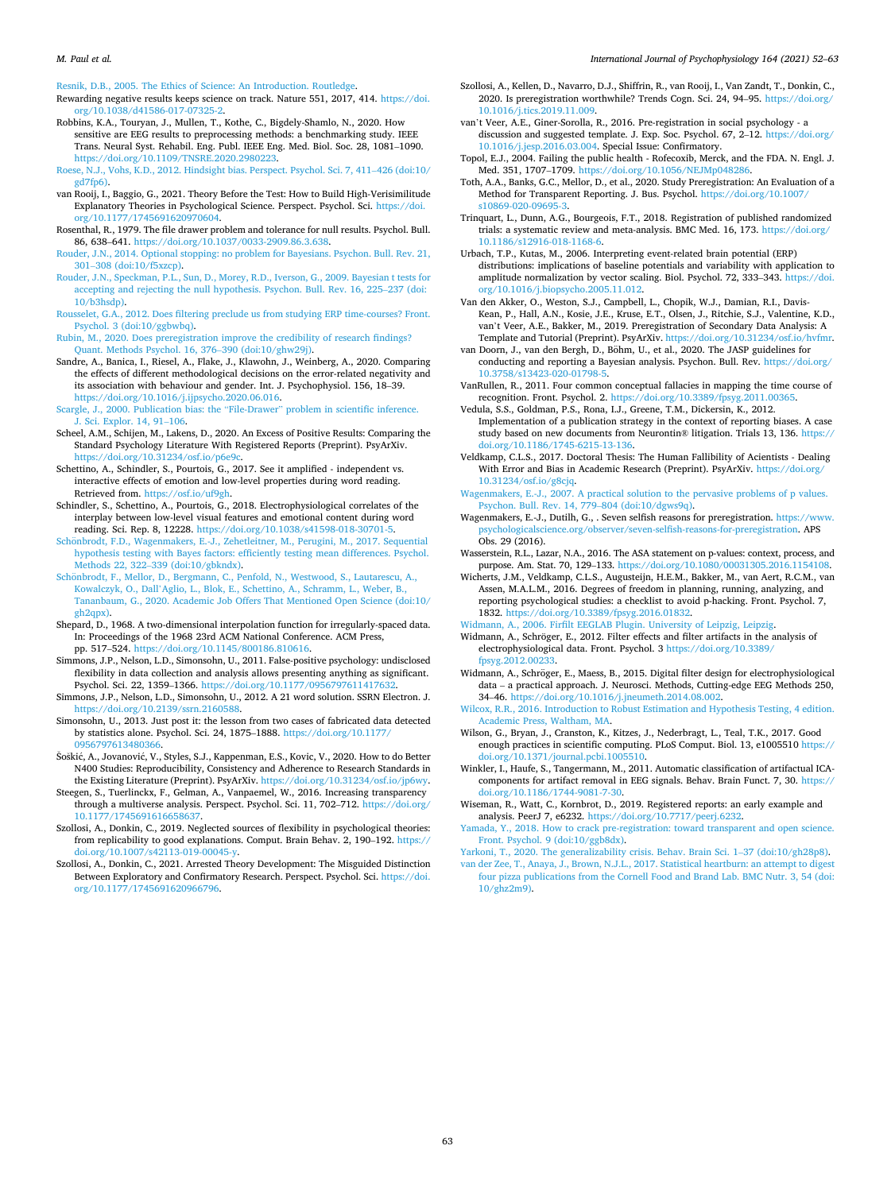Resnik, D.B., 2005. The Ethics of Science: An Introduction. Routledge.

Rewarding negative results keeps science on track. Nature 551, 2017, 414. https://doi.org/10.1038/d41586-017-07325-2.

Robbins, K.A., Touryan, J., Mullen, T., Kothe, C., Bigdely-Shamlo, N., 2020. How sensitive are EEG results to preprocessing methods: a benchmarking study. IEEE Trans. Neural Syst. Rehabil. Eng. Publ. IEEE Eng. Med. Biol. Soc. 28, 1081–1090. https://doi.org/10.1109/TNSRE.2020.2980223.

Roese, N.J., Vohs, K.D., 2012. Hindsight bias. Perspect. Psychol. Sci. 7, 411–426 (doi:10/gd7fp6).

van Rooij, I., Baggio, G., 2021. Theory Before the Test: How to Build High-Verisimilitude Explanatory Theories in Psychological Science. Perspect. Psychol. Sci. https://doi.org/10.1177/1745691620970604.

Rosenthal, R., 1979. The file drawer problem and tolerance for null results. Psychol. Bull. 86, 638–641. https://doi.org/10.1037/0033-2909.86.3.638.

Rouder, J.N., 2014. Optional stopping: no problem for Bayesians. Psychon. Bull. Rev. 21, 301–308 (doi:10/f5xzcp).

Rouder, J.N., Speckman, P.L., Sun, D., Morey, R.D., Iverson, G., 2009. Bayesian t tests for accepting and rejecting the null hypothesis. Psychon. Bull. Rev. 16, 225–237 (doi:10/b3hsdp).

Rousselet, G.A., 2012. Does filtering preclude us from studying ERP time-courses? Front. Psychol. 3 (doi:10/ggbwbq).

Rubin, M., 2020. Does preregistration improve the credibility of research findings? Quant. Methods Psychol. 16, 376–390 (doi:10/ghw29j).

Sandre, A., Banica, I., Riesel, A., Flake, J., Klawohn, J., Weinberg, A., 2020. Comparing the effects of different methodological decisions on the error-related negativity and its association with behaviour and gender. Int. J. Psychophysiol. 156, 18–39. https://doi.org/10.1016/j.ijpsycho.2020.06.016.

Scargle, J., 2000. Publication bias: the "File-Drawer" problem in scientific inference. J. Sci. Explor. 14, 91–106.

Scheel, A.M., Schijen, M., Lakens, D., 2020. An Excess of Positive Results: Comparing the Standard Psychology Literature With Registered Reports (Preprint). PsyArXiv. https://doi.org/10.31234/osf.io/p6e9c.

Schettino, A., Schindler, S., Pourtois, G., 2017. See it amplified - independent vs. interactive effects of emotion and low-level properties during word reading. Retrieved from. https://osf.io/uf9gh.

Schindler, S., Schettino, A., Pourtois, G., 2018. Electrophysiological correlates of the interplay between low-level visual features and emotional content during word reading. Sci. Rep. 8, 12228. https://doi.org/10.1038/s41598-018-30701-5.

Schönbrodt, F.D., Wagenmakers, E.-J., Zehetleitner, M., Perugini, M., 2017. Sequential hypothesis testing with Bayes factors: efficiently testing mean differences. Psychol. Methods 22, 322–339 (doi:10/gbkndx).

Schönbrodt, F., Mellor, D., Bergmann, C., Penfold, N., Westwood, S., Lautarescu, A., Kowalczyk, O., Dall'Aglio, L., Blok, E., Schettino, A., Schramm, L., Weber, B., Tananbaum, G., 2020. Academic Job Offers That Mentioned Open Science (doi:10/gh2qpx).

Shepard, D., 1968. A two-dimensional interpolation function for irregularly-spaced data. In: Proceedings of the 1968 23rd ACM National Conference. ACM Press, pp. 517–524. https://doi.org/10.1145/800186.810616.

Simmons, J.P., Nelson, L.D., Simonsohn, U., 2011. False-positive psychology: undisclosed flexibility in data collection and analysis allows presenting anything as significant. Psychol. Sci. 22, 1359–1366. https://doi.org/10.1177/0956797611417632.

Simmons, J.P., Nelson, L.D., Simonsohn, U., 2012. A 21 word solution. SSRN Electron. J. https://doi.org/10.2139/ssrn.2160588.

Simonsohn, U., 2013. Just post it: the lesson from two cases of fabricated data detected by statistics alone. Psychol. Sci. 24, 1875–1888. https://doi.org/10.1177/0956797613480366.

Šoškić, A., Jovanović, V., Styles, S.J., Kappenman, E.S., Kovic, V., 2020. How to do Better N400 Studies: Reproducibility, Consistency and Adherence to Research Standards in the Existing Literature (Preprint). PsyArXiv. https://doi.org/10.31234/osf.io/jp6wy.

Steegen, S., Tuerlinckx, F., Gelman, A., Vanpaemel, W., 2016. Increasing transparency through a multiverse analysis. Perspect. Psychol. Sci. 11, 702–712. https://doi.org/10.1177/1745691616658637.

Szollosi, A., Donkin, C., 2019. Neglected sources of flexibility in psychological theories: from replicability to good explanations. Comput. Brain Behav. 2, 190–192. https://doi.org/10.1007/s42113-019-00045-y.

Szollosi, A., Donkin, C., 2021. Arrested Theory Development: The Misguided Distinction Between Exploratory and Confirmatory Research. Perspect. Psychol. Sci. https://doi.org/10.1177/1745691620966796.

Szollosi, A., Kellen, D., Navarro, D.J., Shiffrin, R., van Rooij, I., Van Zandt, T., Donkin, C., 2020. Is preregistration worthwhile? Trends Cogn. Sci. 24, 94–95. https://doi.org/10.1016/j.tics.2019.11.009.

van't Veer, A.E., Giner-Sorolla, R., 2016. Pre-registration in social psychology - a discussion and suggested template. J. Exp. Soc. Psychol. 67, 2–12. https://doi.org/10.1016/j.jesp.2016.03.004. Special Issue: Confirmatory.

Topol, E.J., 2004. Failing the public health - Rofecoxib, Merck, and the FDA. N. Engl. J. Med. 351, 1707–1709. https://doi.org/10.1056/NEJMp048286.

Toth, A.A., Banks, G.C., Mellor, D., et al., 2020. Study Preregistration: An Evaluation of a Method for Transparent Reporting. J. Bus. Psychol. https://doi.org/10.1007/s10869-020-09695-3.

Trinquart, L., Dunn, A.G., Bourgeois, F.T., 2018. Registration of published randomized trials: a systematic review and meta-analysis. BMC Med. 16, 173. https://doi.org/10.1186/s12916-018-1168-6.

Urbach, T.P., Kutas, M., 2006. Interpreting event-related brain potential (ERP) distributions: implications of baseline potentials and variability with application to amplitude normalization by vector scaling. Biol. Psychol. 72, 333–343. https://doi.org/10.1016/j.biopsycho.2005.11.012.

Van den Akker, O., Weston, S.J., Campbell, L., Chopik, W.J., Damian, R.I., Davis-Kean, P., Hall, A.N., Kosie, J.E., Kruse, E.T., Olsen, J., Ritchie, S.J., Valentine, K.D., van't Veer, A.E., Bakker, M., 2019. Preregistration of Secondary Data Analysis: A Template and Tutorial (Preprint). PsyArXiv. https://doi.org/10.31234/osf.io/hvfmr.

van Doorn, J., van den Bergh, D., Böhm, U., et al., 2020. The JASP guidelines for conducting and reporting a Bayesian analysis. Psychon. Bull. Rev. https://doi.org/10.3758/s13423-020-01798-5.

VanRullen, R., 2011. Four common conceptual fallacies in mapping the time course of recognition. Front. Psychol. 2. https://doi.org/10.3389/fpsyg.2011.00365.

Vedula, S.S., Goldman, P.S., Rona, I.J., Greene, T.M., Dickersin, K., 2012. Implementation of a publication strategy in the context of reporting biases. A case study based on new documents from Neurontin® litigation. Trials 13, 136. https://doi.org/10.1186/1745-6215-13-136.

Veldkamp, C.L.S., 2017. Doctoral Thesis: The Human Fallibility of Acientists - Dealing With Error and Bias in Academic Research (Preprint). PsyArXiv. https://doi.org/10.31234/osf.io/g8cjq.

Wagenmakers, E.-J., 2007. A practical solution to the pervasive problems of p values. Psychon. Bull. Rev. 14, 779–804 (doi:10/dgws9q).

Wagenmakers, E.-J., Dutilh, G., . Seven selfish reasons for preregistration. https://www.psychologicalscience.org/observer/seven-selfish-reasons-for-preregistration. APS Obs. 29 (2016).

Wasserstein, R.L., Lazar, N.A., 2016. The ASA statement on p-values: context, process, and purpose. Am. Stat. 70, 129–133. https://doi.org/10.1080/00031305.2016.1154108.

Wicherts, J.M., Veldkamp, C.L.S., Augusteijn, H.E.M., Bakker, M., van Aert, R.C.M., van Assen, M.A.L.M., 2016. Degrees of freedom in planning, running, analyzing, and reporting psychological studies: a checklist to avoid p-hacking. Front. Psychol. 7, 1832. https://doi.org/10.3389/fpsyg.2016.01832.

Widmann, A., 2006. Firfilt EEGLAB Plugin. University of Leipzig, Leipzig.

Widmann, A., Schröger, E., 2012. Filter effects and filter artifacts in the analysis of electrophysiological data. Front. Psychol. 3 https://doi.org/10.3389/fpsyg.2012.00233.

Widmann, A., Schröger, E., Maess, B., 2015. Digital filter design for electrophysiological data – a practical approach. J. Neurosci. Methods, Cutting-edge EEG Methods 250, 34–46. https://doi.org/10.1016/j.jneumeth.2014.08.002.

Wilcox, R.R., 2016. Introduction to Robust Estimation and Hypothesis Testing, 4 edition. Academic Press, Waltham, MA.

Wilson, G., Bryan, J., Cranston, K., Kitzes, J., Nederbragt, L., Teal, T.K., 2017. Good enough practices in scientific computing. PLoS Comput. Biol. 13, e1005510 https://doi.org/10.1371/journal.pcbi.1005510.

Winkler, I., Haufe, S., Tangermann, M., 2011. Automatic classification of artifactual ICA-components for artifact removal in EEG signals. Behav. Brain Funct. 7, 30. https://doi.org/10.1186/1744-9081-7-30.

Wiseman, R., Watt, C., Kornbrot, D., 2019. Registered reports: an early example and analysis. PeerJ 7, e6232. https://doi.org/10.7717/peerj.6232.

Yamada, Y., 2018. How to crack pre-registration: toward transparent and open science. Front. Psychol. 9 (doi:10/ggb8dx).

Yarkoni, T., 2020. The generalizability crisis. Behav. Brain Sci. 1–37 (doi:10/gh28p8).

van der Zee, T., Anaya, J., Brown, N.J.L., 2017. Statistical heartburn: an attempt to digest four pizza publications from the Cornell Food and Brand Lab. BMC Nutr. 3, 54 (doi:10/ghz2m9).